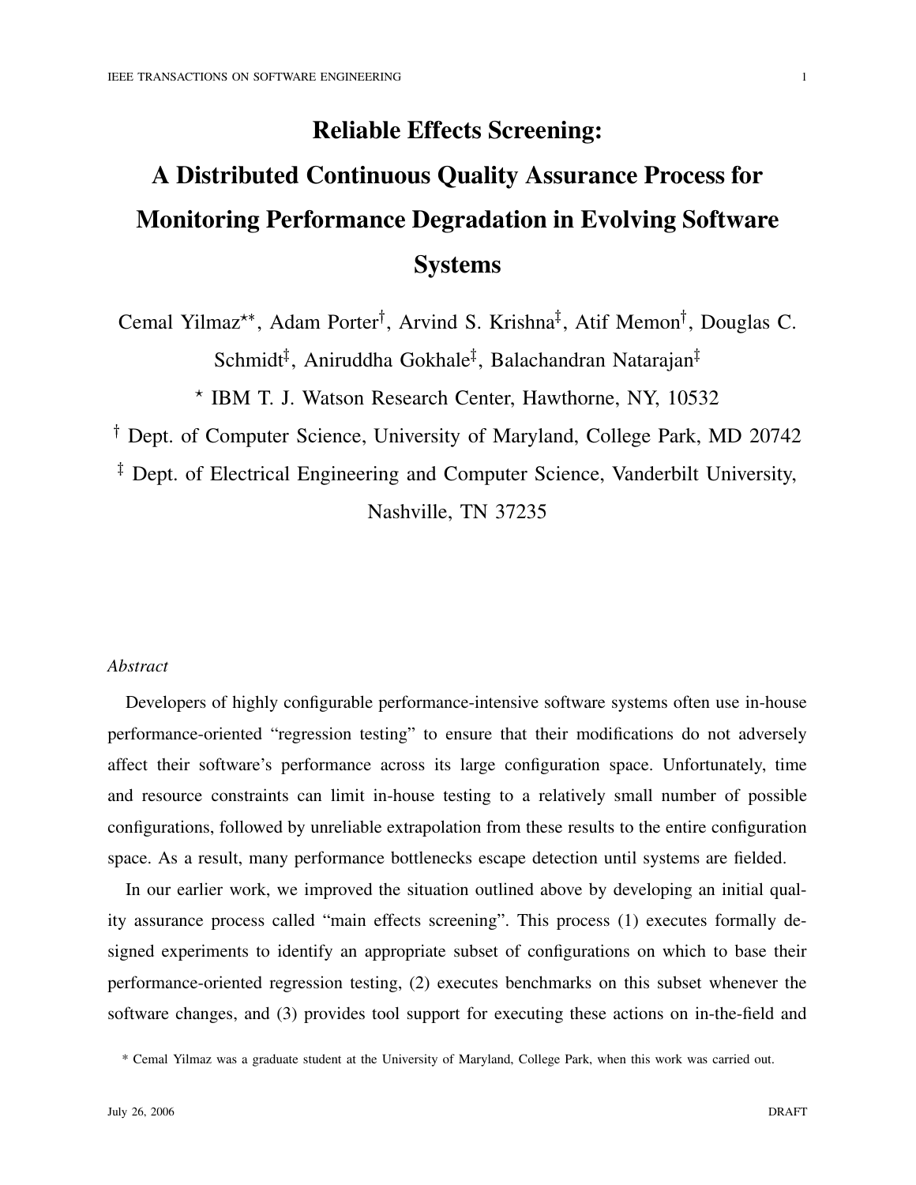# Reliable Effects Screening: A Distributed Continuous Quality Assurance Process for Monitoring Performance Degradation in Evolving Software Systems

Cemal Yilmaz[⋆*], Adam Porter[†], Arvind S. Krishna[‡], Atif Memon[†], Douglas C. Schmidt[‡], Aniruddha Gokhale[‡], Balachandran Natarajan[‡]

[⋆] IBM T. J. Watson Research Center, Hawthorne, NY, 10532

[†] Dept. of Computer Science, University of Maryland, College Park, MD 20742

[‡] Dept. of Electrical Engineering and Computer Science, Vanderbilt University, Nashville, TN 37235

*Abstract*

Developers of highly configurable performance-intensive software systems often use in-house performance-oriented "regression testing" to ensure that their modifications do not adversely affect their software's performance across its large configuration space. Unfortunately, time and resource constraints can limit in-house testing to a relatively small number of possible configurations, followed by unreliable extrapolation from these results to the entire configuration space. As a result, many performance bottlenecks escape detection until systems are fielded.

In our earlier work, we improved the situation outlined above by developing an initial quality assurance process called "main effects screening". This process (1) executes formally designed experiments to identify an appropriate subset of configurations on which to base their performance-oriented regression testing, (2) executes benchmarks on this subset whenever the software changes, and (3) provides tool support for executing these actions on in-the-field and

[*] Cemal Yilmaz was a graduate student at the University of Maryland, College Park, when this work was carried out.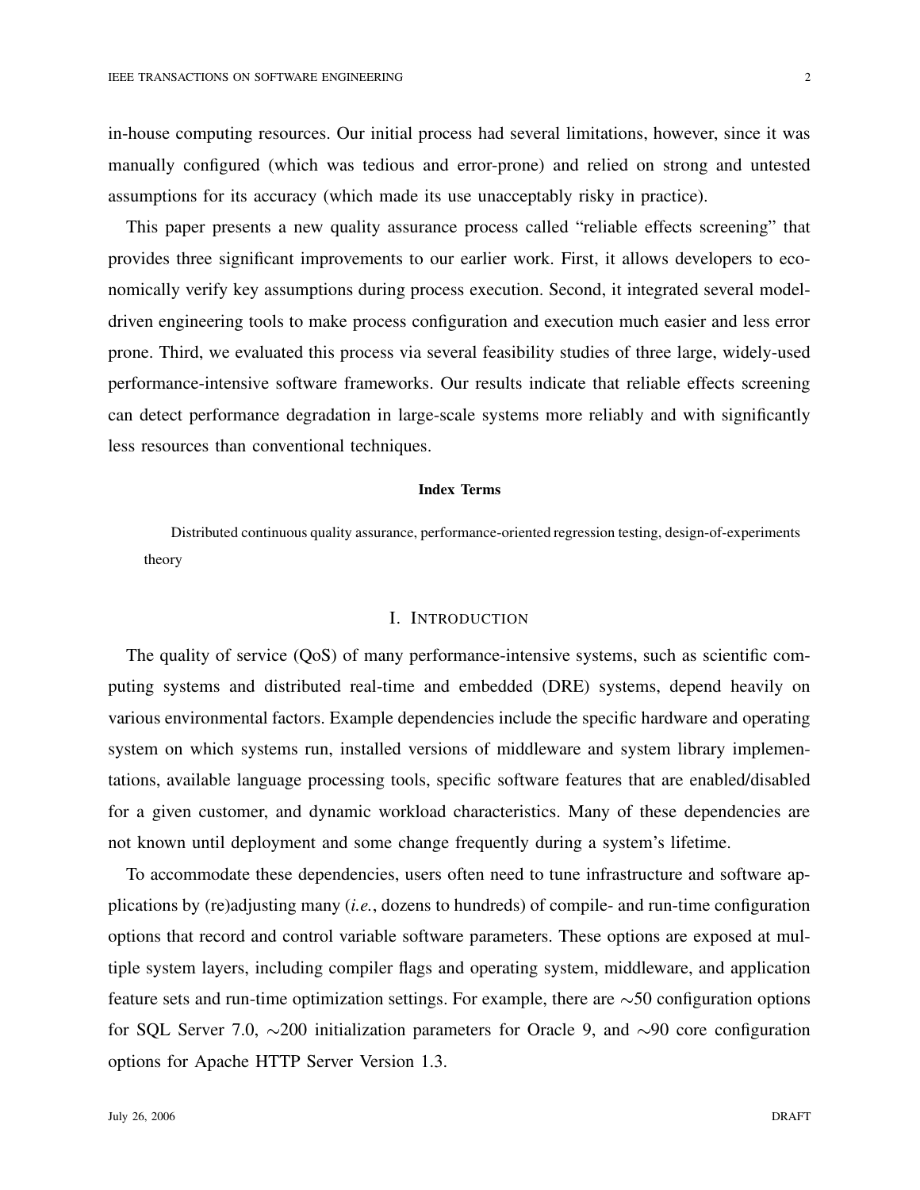in-house computing resources. Our initial process had several limitations, however, since it was manually configured (which was tedious and error-prone) and relied on strong and untested assumptions for its accuracy (which made its use unacceptably risky in practice).

This paper presents a new quality assurance process called "reliable effects screening" that provides three significant improvements to our earlier work. First, it allows developers to economically verify key assumptions during process execution. Second, it integrated several model-driven engineering tools to make process configuration and execution much easier and less error prone. Third, we evaluated this process via several feasibility studies of three large, widely-used performance-intensive software frameworks. Our results indicate that reliable effects screening can detect performance degradation in large-scale systems more reliably and with significantly less resources than conventional techniques.

**Index Terms**

Distributed continuous quality assurance, performance-oriented regression testing, design-of-experiments theory

## I. Introduction

The quality of service (QoS) of many performance-intensive systems, such as scientific computing systems and distributed real-time and embedded (DRE) systems, depend heavily on various environmental factors. Example dependencies include the specific hardware and operating system on which systems run, installed versions of middleware and system library implementations, available language processing tools, specific software features that are enabled/disabled for a given customer, and dynamic workload characteristics. Many of these dependencies are not known until deployment and some change frequently during a system's lifetime.

To accommodate these dependencies, users often need to tune infrastructure and software applications by (re)adjusting many (*i.e.*, dozens to hundreds) of compile- and run-time configuration options that record and control variable software parameters. These options are exposed at multiple system layers, including compiler flags and operating system, middleware, and application feature sets and run-time optimization settings. For example, there are ∼50 configuration options for SQL Server 7.0, ∼200 initialization parameters for Oracle 9, and ∼90 core configuration options for Apache HTTP Server Version 1.3.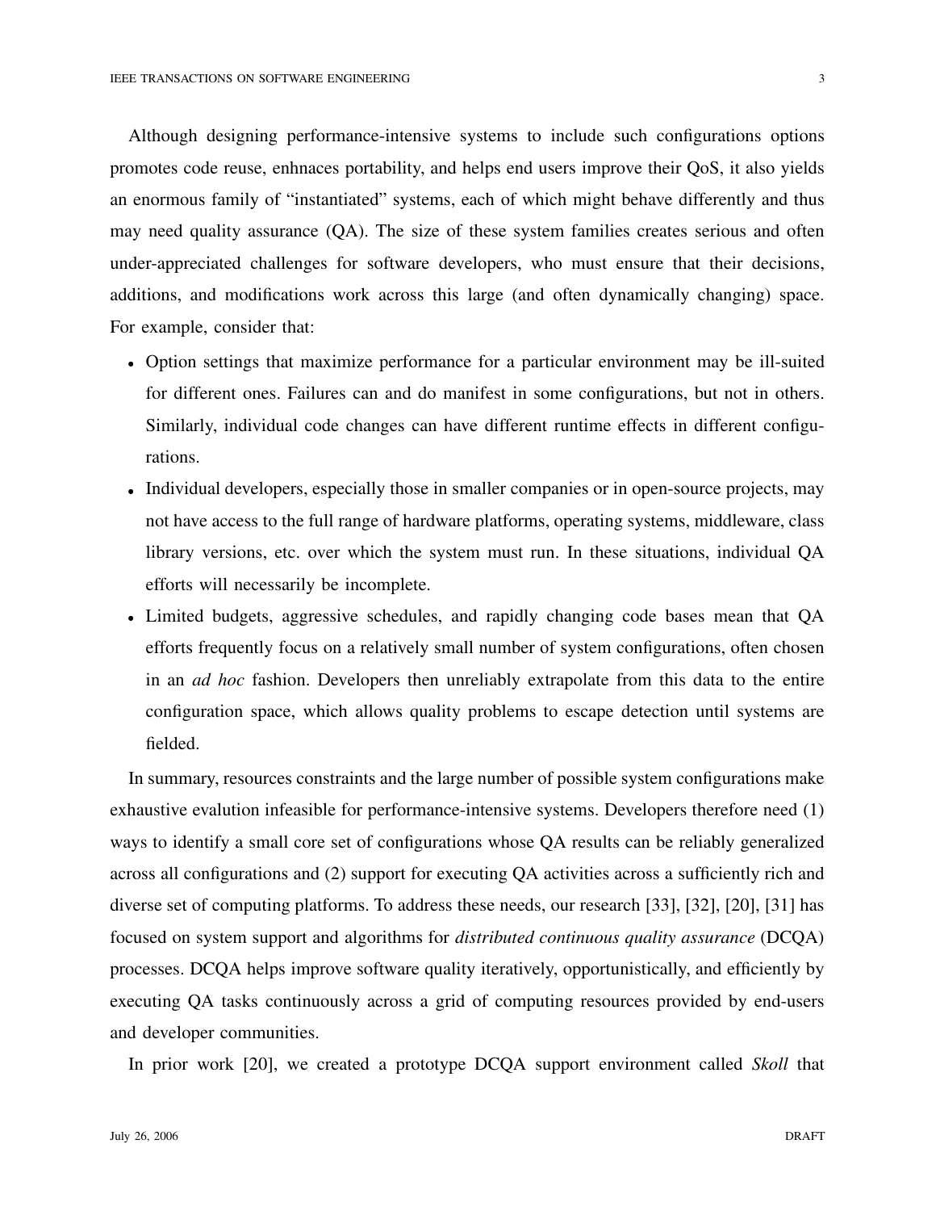Although designing performance-intensive systems to include such configurations options promotes code reuse, enhnaces portability, and helps end users improve their QoS, it also yields an enormous family of "instantiated" systems, each of which might behave differently and thus may need quality assurance (QA). The size of these system families creates serious and often under-appreciated challenges for software developers, who must ensure that their decisions, additions, and modifications work across this large (and often dynamically changing) space. For example, consider that:

- Option settings that maximize performance for a particular environment may be ill-suited for different ones. Failures can and do manifest in some configurations, but not in others. Similarly, individual code changes can have different runtime effects in different configurations.
- Individual developers, especially those in smaller companies or in open-source projects, may not have access to the full range of hardware platforms, operating systems, middleware, class library versions, etc. over which the system must run. In these situations, individual QA efforts will necessarily be incomplete.
- Limited budgets, aggressive schedules, and rapidly changing code bases mean that QA efforts frequently focus on a relatively small number of system configurations, often chosen in an *ad hoc* fashion. Developers then unreliably extrapolate from this data to the entire configuration space, which allows quality problems to escape detection until systems are fielded.

In summary, resources constraints and the large number of possible system configurations make exhaustive evalution infeasible for performance-intensive systems. Developers therefore need (1) ways to identify a small core set of configurations whose QA results can be reliably generalized across all configurations and (2) support for executing QA activities across a sufficiently rich and diverse set of computing platforms. To address these needs, our research [33], [32], [20], [31] has focused on system support and algorithms for *distributed continuous quality assurance* (DCQA) processes. DCQA helps improve software quality iteratively, opportunistically, and efficiently by executing QA tasks continuously across a grid of computing resources provided by end-users and developer communities.

In prior work [20], we created a prototype DCQA support environment called *Skoll* that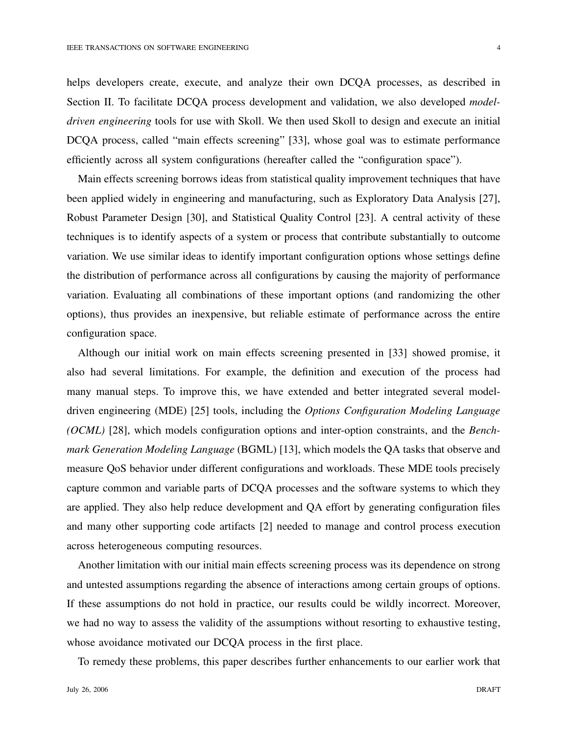helps developers create, execute, and analyze their own DCQA processes, as described in Section II. To facilitate DCQA process development and validation, we also developed *model-driven engineering* tools for use with Skoll. We then used Skoll to design and execute an initial DCQA process, called "main effects screening" [33], whose goal was to estimate performance efficiently across all system configurations (hereafter called the "configuration space").

Main effects screening borrows ideas from statistical quality improvement techniques that have been applied widely in engineering and manufacturing, such as Exploratory Data Analysis [27], Robust Parameter Design [30], and Statistical Quality Control [23]. A central activity of these techniques is to identify aspects of a system or process that contribute substantially to outcome variation. We use similar ideas to identify important configuration options whose settings define the distribution of performance across all configurations by causing the majority of performance variation. Evaluating all combinations of these important options (and randomizing the other options), thus provides an inexpensive, but reliable estimate of performance across the entire configuration space.

Although our initial work on main effects screening presented in [33] showed promise, it also had several limitations. For example, the definition and execution of the process had many manual steps. To improve this, we have extended and better integrated several model-driven engineering (MDE) [25] tools, including the *Options Configuration Modeling Language (OCML)* [28], which models configuration options and inter-option constraints, and the *Benchmark Generation Modeling Language* (BGML) [13], which models the QA tasks that observe and measure QoS behavior under different configurations and workloads. These MDE tools precisely capture common and variable parts of DCQA processes and the software systems to which they are applied. They also help reduce development and QA effort by generating configuration files and many other supporting code artifacts [2] needed to manage and control process execution across heterogeneous computing resources.

Another limitation with our initial main effects screening process was its dependence on strong and untested assumptions regarding the absence of interactions among certain groups of options. If these assumptions do not hold in practice, our results could be wildly incorrect. Moreover, we had no way to assess the validity of the assumptions without resorting to exhaustive testing, whose avoidance motivated our DCQA process in the first place.

To remedy these problems, this paper describes further enhancements to our earlier work that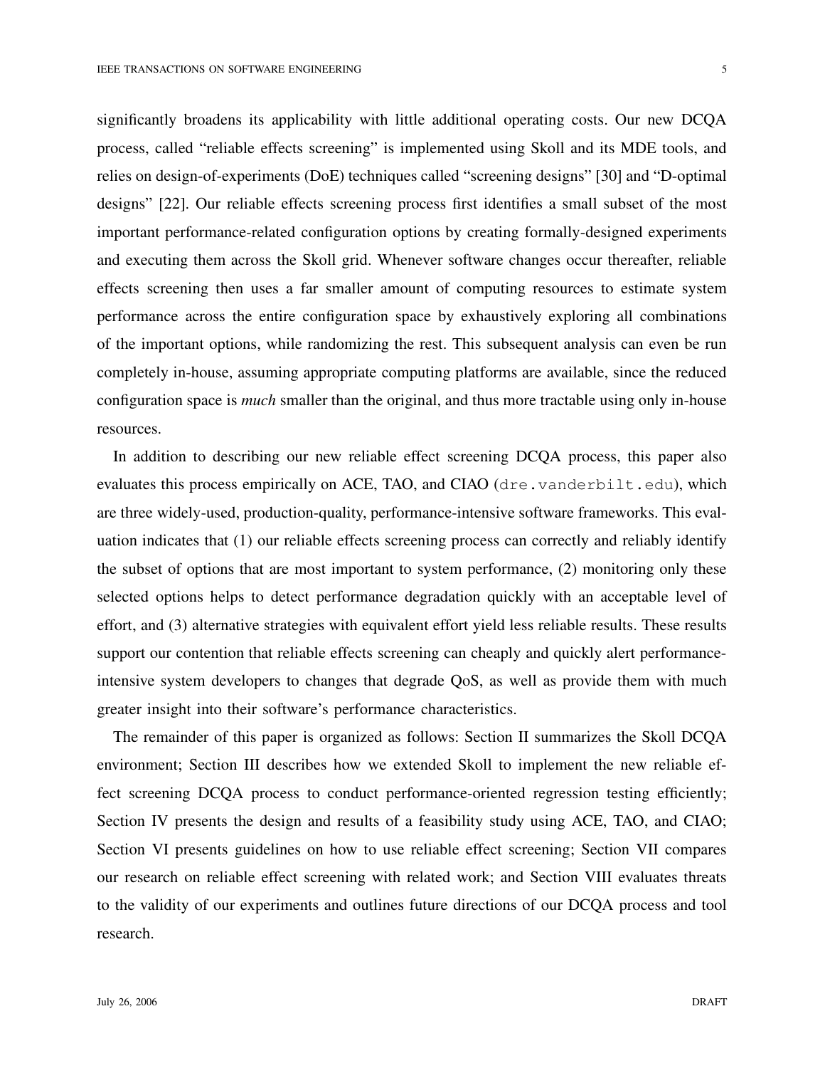significantly broadens its applicability with little additional operating costs. Our new DCQA process, called "reliable effects screening" is implemented using Skoll and its MDE tools, and relies on design-of-experiments (DoE) techniques called "screening designs" [30] and "D-optimal designs" [22]. Our reliable effects screening process first identifies a small subset of the most important performance-related configuration options by creating formally-designed experiments and executing them across the Skoll grid. Whenever software changes occur thereafter, reliable effects screening then uses a far smaller amount of computing resources to estimate system performance across the entire configuration space by exhaustively exploring all combinations of the important options, while randomizing the rest. This subsequent analysis can even be run completely in-house, assuming appropriate computing platforms are available, since the reduced configuration space is *much* smaller than the original, and thus more tractable using only in-house resources.

In addition to describing our new reliable effect screening DCQA process, this paper also evaluates this process empirically on ACE, TAO, and CIAO (`dre.vanderbilt.edu`), which are three widely-used, production-quality, performance-intensive software frameworks. This evaluation indicates that (1) our reliable effects screening process can correctly and reliably identify the subset of options that are most important to system performance, (2) monitoring only these selected options helps to detect performance degradation quickly with an acceptable level of effort, and (3) alternative strategies with equivalent effort yield less reliable results. These results support our contention that reliable effects screening can cheaply and quickly alert performance-intensive system developers to changes that degrade QoS, as well as provide them with much greater insight into their software's performance characteristics.

The remainder of this paper is organized as follows: Section II summarizes the Skoll DCQA environment; Section III describes how we extended Skoll to implement the new reliable effect screening DCQA process to conduct performance-oriented regression testing efficiently; Section IV presents the design and results of a feasibility study using ACE, TAO, and CIAO; Section VI presents guidelines on how to use reliable effect screening; Section VII compares our research on reliable effect screening with related work; and Section VIII evaluates threats to the validity of our experiments and outlines future directions of our DCQA process and tool research.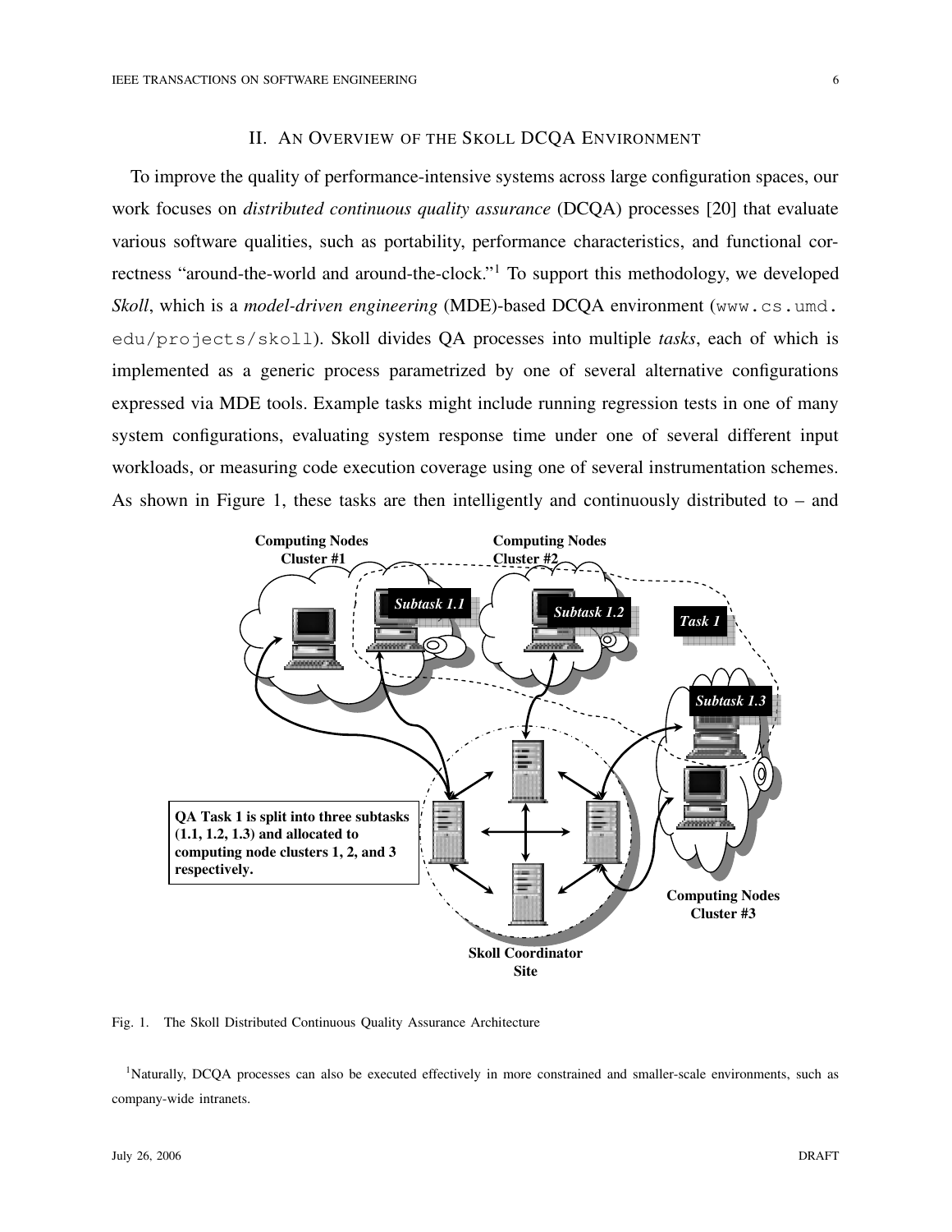## II. An Overview of the Skoll DCQA Environment

To improve the quality of performance-intensive systems across large configuration spaces, our work focuses on *distributed continuous quality assurance* (DCQA) processes [20] that evaluate various software qualities, such as portability, performance characteristics, and functional correctness "around-the-world and around-the-clock."[1] To support this methodology, we developed *Skoll*, which is a *model-driven engineering* (MDE)-based DCQA environment (www.cs.umd.edu/projects/skoll). Skoll divides QA processes into multiple *tasks*, each of which is implemented as a generic process parametrized by one of several alternative configurations expressed via MDE tools. Example tasks might include running regression tests in one of many system configurations, evaluating system response time under one of several different input workloads, or measuring code execution coverage using one of several instrumentation schemes. As shown in Figure 1, these tasks are then intelligently and continuously distributed to – and

Fig. 1. The Skoll Distributed Continuous Quality Assurance Architecture

[1]Naturally, DCQA processes can also be executed effectively in more constrained and smaller-scale environments, such as company-wide intranets.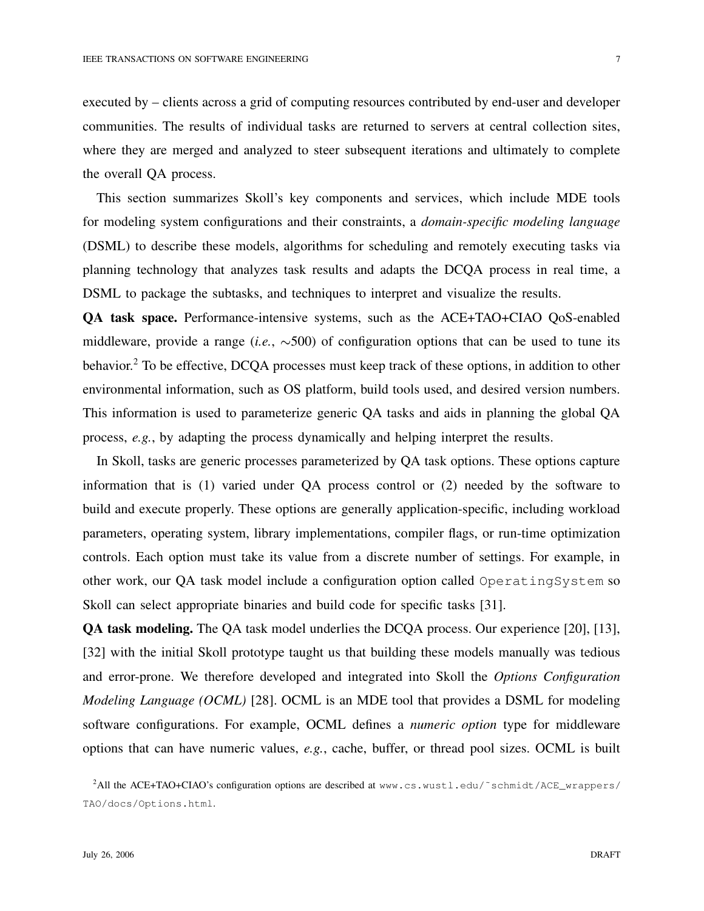executed by – clients across a grid of computing resources contributed by end-user and developer communities. The results of individual tasks are returned to servers at central collection sites, where they are merged and analyzed to steer subsequent iterations and ultimately to complete the overall QA process.

This section summarizes Skoll's key components and services, which include MDE tools for modeling system configurations and their constraints, a *domain-specific modeling language* (DSML) to describe these models, algorithms for scheduling and remotely executing tasks via planning technology that analyzes task results and adapts the DCQA process in real time, a DSML to package the subtasks, and techniques to interpret and visualize the results.

**QA task space.** Performance-intensive systems, such as the ACE+TAO+CIAO QoS-enabled middleware, provide a range (*i.e.*, ∼500) of configuration options that can be used to tune its behavior.[2] To be effective, DCQA processes must keep track of these options, in addition to other environmental information, such as OS platform, build tools used, and desired version numbers. This information is used to parameterize generic QA tasks and aids in planning the global QA process, *e.g.*, by adapting the process dynamically and helping interpret the results.

In Skoll, tasks are generic processes parameterized by QA task options. These options capture information that is (1) varied under QA process control or (2) needed by the software to build and execute properly. These options are generally application-specific, including workload parameters, operating system, library implementations, compiler flags, or run-time optimization controls. Each option must take its value from a discrete number of settings. For example, in other work, our QA task model include a configuration option called `OperatingSystem` so Skoll can select appropriate binaries and build code for specific tasks [31].

**QA task modeling.** The QA task model underlies the DCQA process. Our experience [20], [13], [32] with the initial Skoll prototype taught us that building these models manually was tedious and error-prone. We therefore developed and integrated into Skoll the *Options Configuration Modeling Language (OCML)* [28]. OCML is an MDE tool that provides a DSML for modeling software configurations. For example, OCML defines a *numeric option* type for middleware options that can have numeric values, *e.g.*, cache, buffer, or thread pool sizes. OCML is built

[2]All the ACE+TAO+CIAO's configuration options are described at `www.cs.wustl.edu/~schmidt/ACE_wrappers/TAO/docs/Options.html`.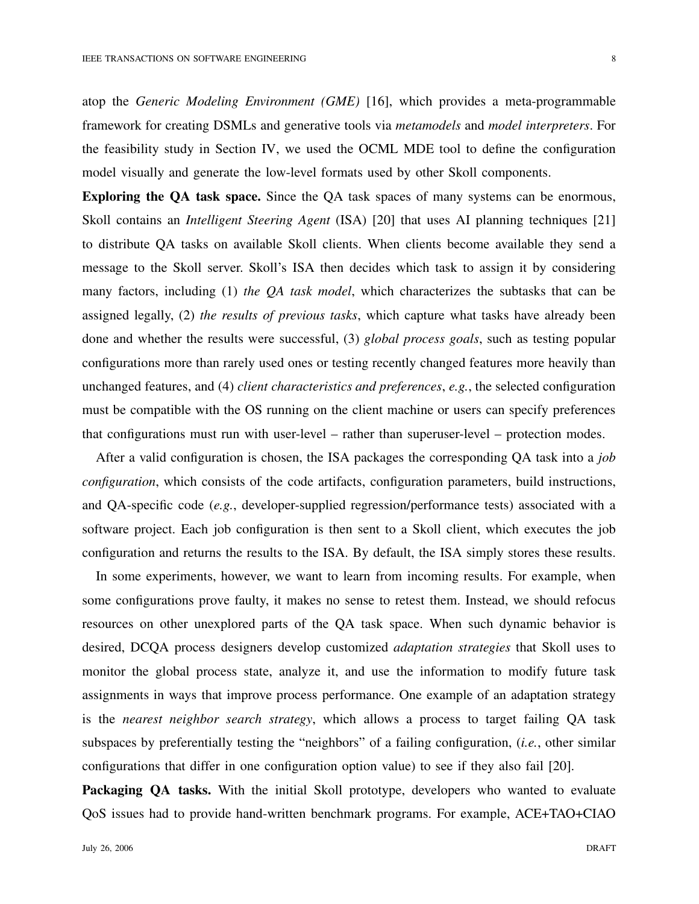atop the *Generic Modeling Environment (GME)* [16], which provides a meta-programmable framework for creating DSMLs and generative tools via *metamodels* and *model interpreters*. For the feasibility study in Section IV, we used the OCML MDE tool to define the configuration model visually and generate the low-level formats used by other Skoll components.

**Exploring the QA task space.** Since the QA task spaces of many systems can be enormous, Skoll contains an *Intelligent Steering Agent* (ISA) [20] that uses AI planning techniques [21] to distribute QA tasks on available Skoll clients. When clients become available they send a message to the Skoll server. Skoll's ISA then decides which task to assign it by considering many factors, including (1) *the QA task model*, which characterizes the subtasks that can be assigned legally, (2) *the results of previous tasks*, which capture what tasks have already been done and whether the results were successful, (3) *global process goals*, such as testing popular configurations more than rarely used ones or testing recently changed features more heavily than unchanged features, and (4) *client characteristics and preferences*, *e.g.*, the selected configuration must be compatible with the OS running on the client machine or users can specify preferences that configurations must run with user-level – rather than superuser-level – protection modes.

After a valid configuration is chosen, the ISA packages the corresponding QA task into a *job configuration*, which consists of the code artifacts, configuration parameters, build instructions, and QA-specific code (*e.g.*, developer-supplied regression/performance tests) associated with a software project. Each job configuration is then sent to a Skoll client, which executes the job configuration and returns the results to the ISA. By default, the ISA simply stores these results.

In some experiments, however, we want to learn from incoming results. For example, when some configurations prove faulty, it makes no sense to retest them. Instead, we should refocus resources on other unexplored parts of the QA task space. When such dynamic behavior is desired, DCQA process designers develop customized *adaptation strategies* that Skoll uses to monitor the global process state, analyze it, and use the information to modify future task assignments in ways that improve process performance. One example of an adaptation strategy is the *nearest neighbor search strategy*, which allows a process to target failing QA task subspaces by preferentially testing the "neighbors" of a failing configuration, (*i.e.*, other similar configurations that differ in one configuration option value) to see if they also fail [20].

**Packaging QA tasks.** With the initial Skoll prototype, developers who wanted to evaluate QoS issues had to provide hand-written benchmark programs. For example, ACE+TAO+CIAO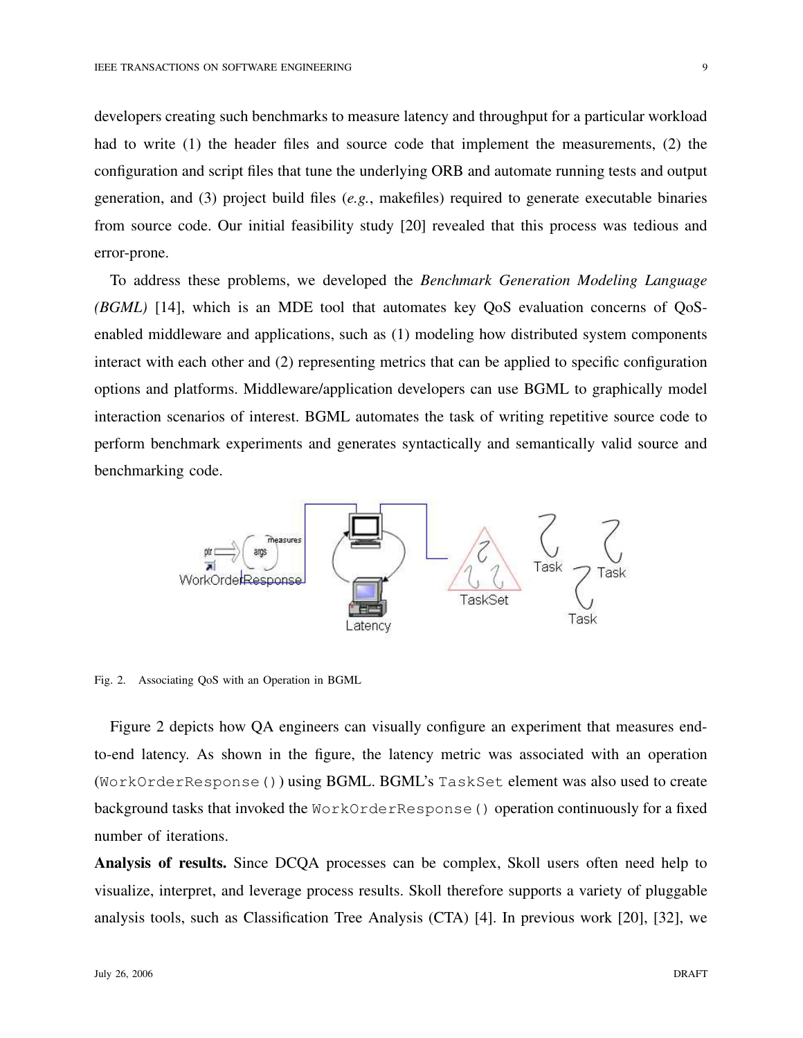developers creating such benchmarks to measure latency and throughput for a particular workload had to write (1) the header files and source code that implement the measurements, (2) the configuration and script files that tune the underlying ORB and automate running tests and output generation, and (3) project build files (*e.g.*, makefiles) required to generate executable binaries from source code. Our initial feasibility study [20] revealed that this process was tedious and error-prone.

To address these problems, we developed the *Benchmark Generation Modeling Language (BGML)* [14], which is an MDE tool that automates key QoS evaluation concerns of QoS-enabled middleware and applications, such as (1) modeling how distributed system components interact with each other and (2) representing metrics that can be applied to specific configuration options and platforms. Middleware/application developers can use BGML to graphically model interaction scenarios of interest. BGML automates the task of writing repetitive source code to perform benchmark experiments and generates syntactically and semantically valid source and benchmarking code.

Fig. 2. Associating QoS with an Operation in BGML

Figure 2 depicts how QA engineers can visually configure an experiment that measures end-to-end latency. As shown in the figure, the latency metric was associated with an operation (`WorkOrderResponse()`) using BGML. BGML's `TaskSet` element was also used to create background tasks that invoked the `WorkOrderResponse()` operation continuously for a fixed number of iterations.

**Analysis of results.** Since DCQA processes can be complex, Skoll users often need help to visualize, interpret, and leverage process results. Skoll therefore supports a variety of pluggable analysis tools, such as Classification Tree Analysis (CTA) [4]. In previous work [20], [32], we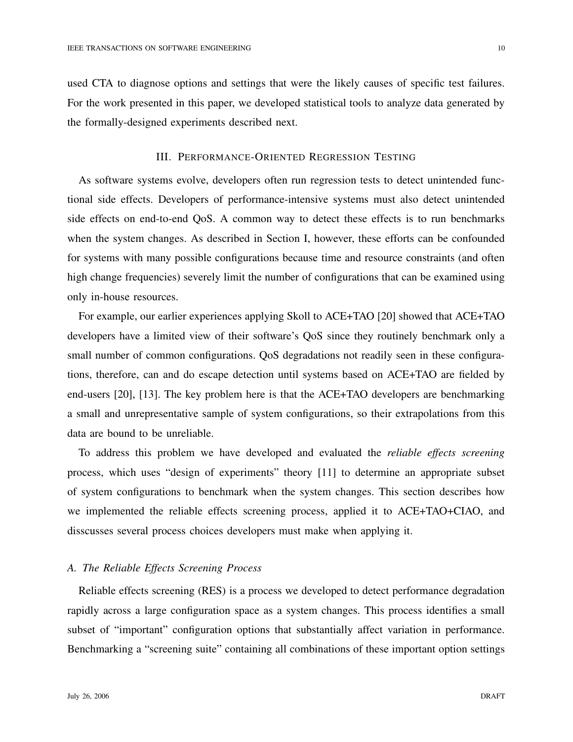used CTA to diagnose options and settings that were the likely causes of specific test failures. For the work presented in this paper, we developed statistical tools to analyze data generated by the formally-designed experiments described next.

## III. Performance-Oriented Regression Testing

As software systems evolve, developers often run regression tests to detect unintended functional side effects. Developers of performance-intensive systems must also detect unintended side effects on end-to-end QoS. A common way to detect these effects is to run benchmarks when the system changes. As described in Section I, however, these efforts can be confounded for systems with many possible configurations because time and resource constraints (and often high change frequencies) severely limit the number of configurations that can be examined using only in-house resources.

For example, our earlier experiences applying Skoll to ACE+TAO [20] showed that ACE+TAO developers have a limited view of their software's QoS since they routinely benchmark only a small number of common configurations. QoS degradations not readily seen in these configurations, therefore, can and do escape detection until systems based on ACE+TAO are fielded by end-users [20], [13]. The key problem here is that the ACE+TAO developers are benchmarking a small and unrepresentative sample of system configurations, so their extrapolations from this data are bound to be unreliable.

To address this problem we have developed and evaluated the *reliable effects screening* process, which uses "design of experiments" theory [11] to determine an appropriate subset of system configurations to benchmark when the system changes. This section describes how we implemented the reliable effects screening process, applied it to ACE+TAO+CIAO, and disscusses several process choices developers must make when applying it.

### *A. The Reliable Effects Screening Process*

Reliable effects screening (RES) is a process we developed to detect performance degradation rapidly across a large configuration space as a system changes. This process identifies a small subset of "important" configuration options that substantially affect variation in performance. Benchmarking a "screening suite" containing all combinations of these important option settings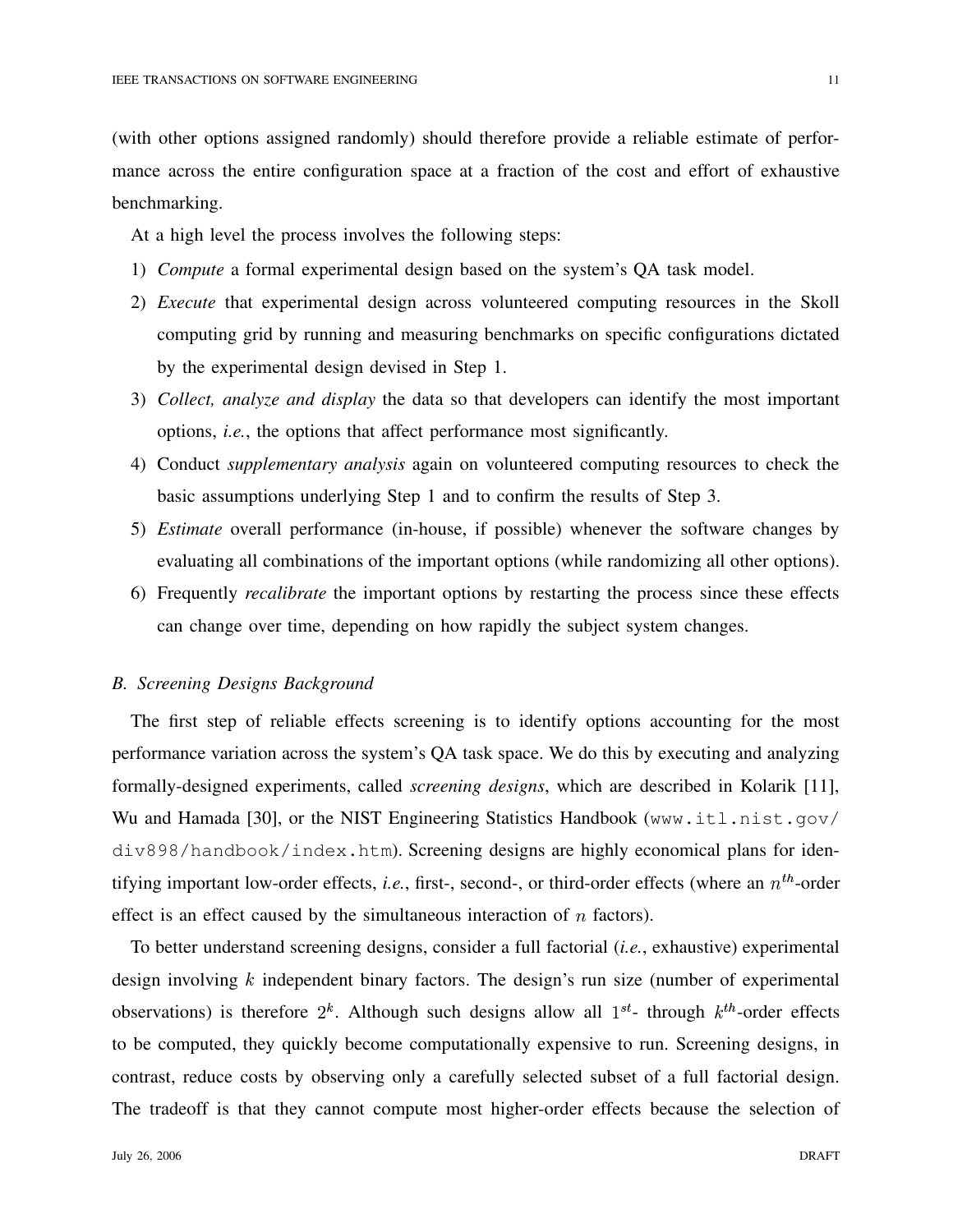(with other options assigned randomly) should therefore provide a reliable estimate of performance across the entire configuration space at a fraction of the cost and effort of exhaustive benchmarking.

At a high level the process involves the following steps:

1) *Compute* a formal experimental design based on the system's QA task model.
2) *Execute* that experimental design across volunteered computing resources in the Skoll computing grid by running and measuring benchmarks on specific configurations dictated by the experimental design devised in Step 1.
3) *Collect, analyze and display* the data so that developers can identify the most important options, *i.e.*, the options that affect performance most significantly.
4) Conduct *supplementary analysis* again on volunteered computing resources to check the basic assumptions underlying Step 1 and to confirm the results of Step 3.
5) *Estimate* overall performance (in-house, if possible) whenever the software changes by evaluating all combinations of the important options (while randomizing all other options).
6) Frequently *recalibrate* the important options by restarting the process since these effects can change over time, depending on how rapidly the subject system changes.

### *B. Screening Designs Background*

The first step of reliable effects screening is to identify options accounting for the most performance variation across the system's QA task space. We do this by executing and analyzing formally-designed experiments, called *screening designs*, which are described in Kolarik [11], Wu and Hamada [30], or the NIST Engineering Statistics Handbook (`www.itl.nist.gov/div898/handbook/index.htm`). Screening designs are highly economical plans for identifying important low-order effects, *i.e.*, first-, second-, or third-order effects (where an $n^{th}$-order effect is an effect caused by the simultaneous interaction of $n$ factors).

To better understand screening designs, consider a full factorial (*i.e.*, exhaustive) experimental design involving $k$ independent binary factors. The design's run size (number of experimental observations) is therefore $2^k$. Although such designs allow all $1^{st}$- through $k^{th}$-order effects to be computed, they quickly become computationally expensive to run. Screening designs, in contrast, reduce costs by observing only a carefully selected subset of a full factorial design. The tradeoff is that they cannot compute most higher-order effects because the selection of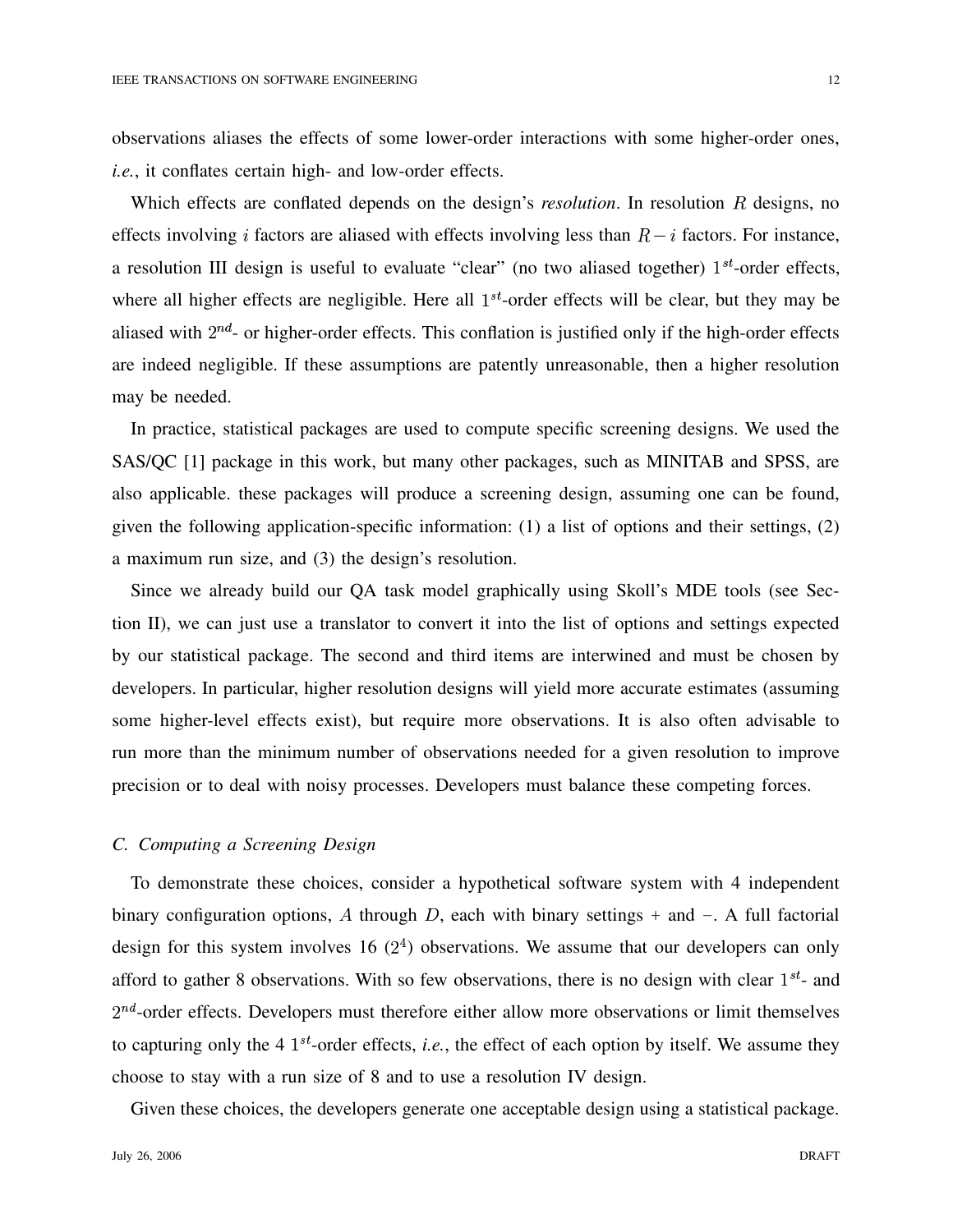observations aliases the effects of some lower-order interactions with some higher-order ones, *i.e.*, it conflates certain high- and low-order effects.

Which effects are conflated depends on the design's *resolution*. In resolution $R$ designs, no effects involving $i$ factors are aliased with effects involving less than $R - i$ factors. For instance, a resolution III design is useful to evaluate "clear" (no two aliased together) $1^{st}$-order effects, where all higher effects are negligible. Here all $1^{st}$-order effects will be clear, but they may be aliased with $2^{nd}$- or higher-order effects. This conflation is justified only if the high-order effects are indeed negligible. If these assumptions are patently unreasonable, then a higher resolution may be needed.

In practice, statistical packages are used to compute specific screening designs. We used the SAS/QC [1] package in this work, but many other packages, such as MINITAB and SPSS, are also applicable. these packages will produce a screening design, assuming one can be found, given the following application-specific information: (1) a list of options and their settings, (2) a maximum run size, and (3) the design's resolution.

Since we already build our QA task model graphically using Skoll's MDE tools (see Section II), we can just use a translator to convert it into the list of options and settings expected by our statistical package. The second and third items are interwined and must be chosen by developers. In particular, higher resolution designs will yield more accurate estimates (assuming some higher-level effects exist), but require more observations. It is also often advisable to run more than the minimum number of observations needed for a given resolution to improve precision or to deal with noisy processes. Developers must balance these competing forces.

### C. Computing a Screening Design

To demonstrate these choices, consider a hypothetical software system with 4 independent binary configuration options, $A$ through $D$, each with binary settings + and −. A full factorial design for this system involves 16 ($2^4$) observations. We assume that our developers can only afford to gather 8 observations. With so few observations, there is no design with clear $1^{st}$- and $2^{nd}$-order effects. Developers must therefore either allow more observations or limit themselves to capturing only the 4 $1^{st}$-order effects, *i.e.*, the effect of each option by itself. We assume they choose to stay with a run size of 8 and to use a resolution IV design.

Given these choices, the developers generate one acceptable design using a statistical package.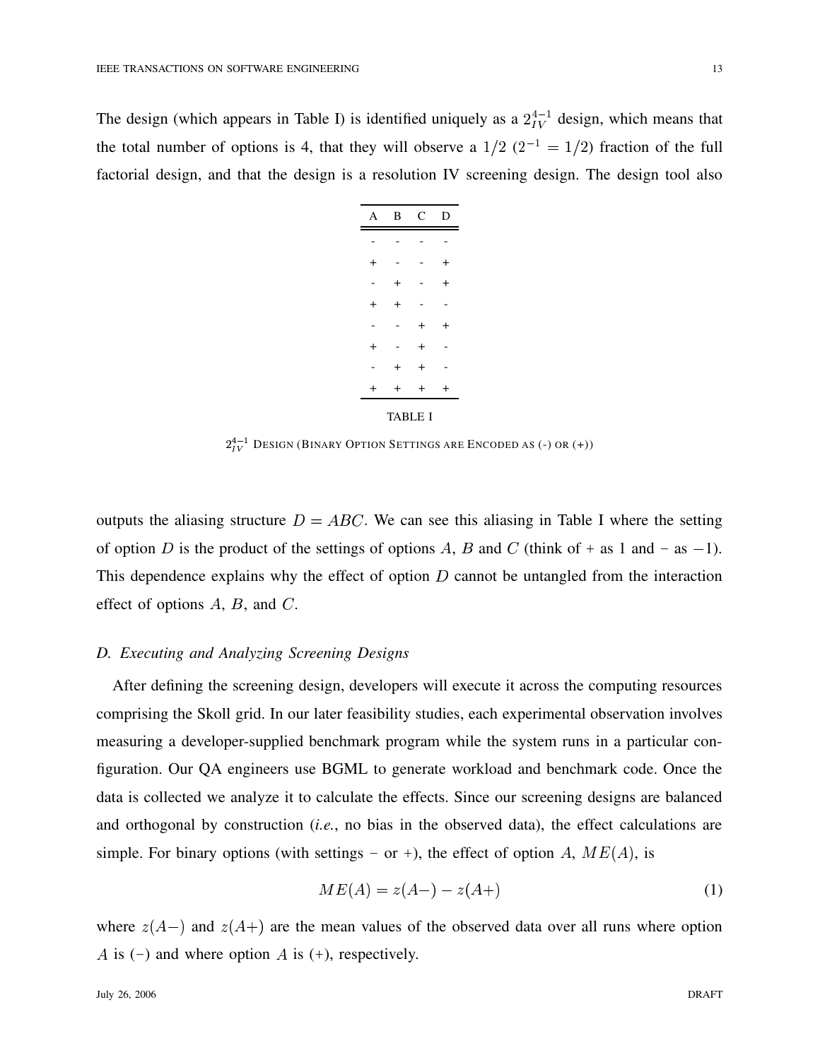The design (which appears in Table I) is identified uniquely as a $2^{4-1}_{IV}$ design, which means that the total number of options is 4, that they will observe a $1/2$ ($2^{-1} = 1/2$) fraction of the full factorial design, and that the design is a resolution IV screening design. The design tool also

| A | B | C | D |
|---|---|---|---|
| - | - | - | - |
| + | - | - | + |
| - | + | - | + |
| + | + | - | - |
| - | - | + | + |
| + | - | + | - |
| - | + | + | - |
| + | + | + | + |

TABLE I

$2^{4-1}_{IV}$ DESIGN (BINARY OPTION SETTINGS ARE ENCODED AS (-) OR (+))

outputs the aliasing structure $D = ABC$. We can see this aliasing in Table I where the setting of option $D$ is the product of the settings of options $A$, $B$ and $C$ (think of + as 1 and − as $-1$). This dependence explains why the effect of option $D$ cannot be untangled from the interaction effect of options $A$, $B$, and $C$.

### D. Executing and Analyzing Screening Designs

After defining the screening design, developers will execute it across the computing resources comprising the Skoll grid. In our later feasibility studies, each experimental observation involves measuring a developer-supplied benchmark program while the system runs in a particular configuration. Our QA engineers use BGML to generate workload and benchmark code. Once the data is collected we analyze it to calculate the effects. Since our screening designs are balanced and orthogonal by construction (*i.e.*, no bias in the observed data), the effect calculations are simple. For binary options (with settings − or +), the effect of option $A$, $ME(A)$, is

$$ME(A) = z(A-) - z(A+) \tag{1}$$

where $z(A-)$ and $z(A+)$ are the mean values of the observed data over all runs where option $A$ is (−) and where option $A$ is (+), respectively.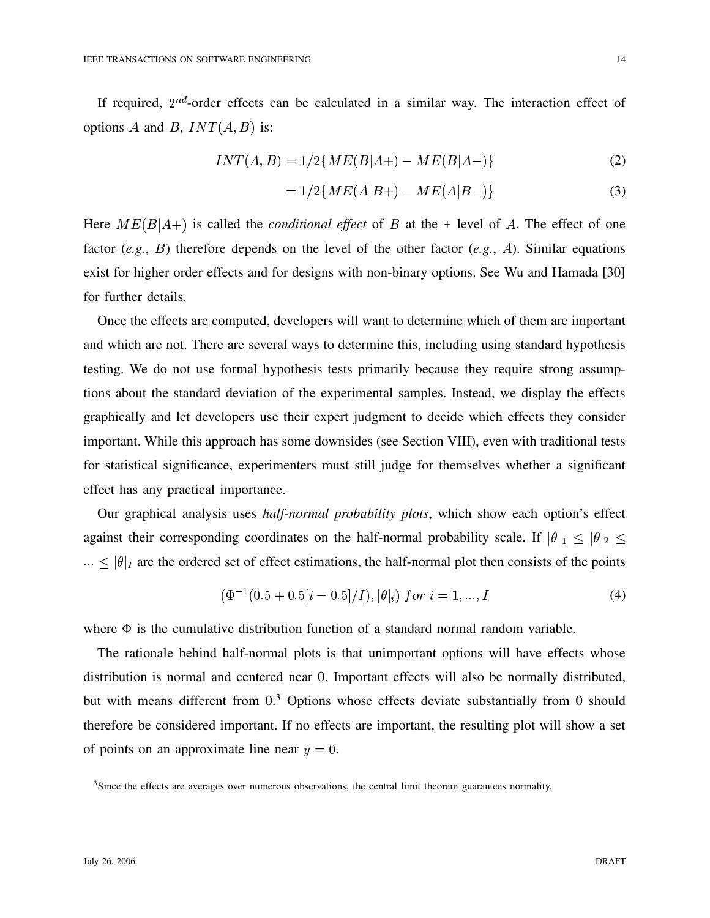If required, $2^{nd}$-order effects can be calculated in a similar way. The interaction effect of options $A$ and $B$, $INT(A, B)$ is:

$$INT(A,B) = 1/2\{ME(B|A+) - ME(B|A-)\} \tag{2}$$

$$= 1/2\{ME(A|B+) - ME(A|B-)\} \tag{3}$$

Here $ME(B|A+)$ is called the *conditional effect* of $B$ at the + level of $A$. The effect of one factor (*e.g.*, $B$) therefore depends on the level of the other factor (*e.g.*, $A$). Similar equations exist for higher order effects and for designs with non-binary options. See Wu and Hamada [30] for further details.

Once the effects are computed, developers will want to determine which of them are important and which are not. There are several ways to determine this, including using standard hypothesis testing. We do not use formal hypothesis tests primarily because they require strong assumptions about the standard deviation of the experimental samples. Instead, we display the effects graphically and let developers use their expert judgment to decide which effects they consider important. While this approach has some downsides (see Section VIII), even with traditional tests for statistical significance, experimenters must still judge for themselves whether a significant effect has any practical importance.

Our graphical analysis uses *half-normal probability plots*, which show each option's effect against their corresponding coordinates on the half-normal probability scale. If $|\theta|_1 \leq |\theta|_2 \leq ... \leq |\theta|_I$ are the ordered set of effect estimations, the half-normal plot then consists of the points

$$(\Phi^{-1}(0.5 + 0.5[i - 0.5]/I), |\theta|_i) \; for \; i = 1, ..., I \tag{4}$$

where $\Phi$ is the cumulative distribution function of a standard normal random variable.

The rationale behind half-normal plots is that unimportant options will have effects whose distribution is normal and centered near 0. Important effects will also be normally distributed, but with means different from 0.[3] Options whose effects deviate substantially from 0 should therefore be considered important. If no effects are important, the resulting plot will show a set of points on an approximate line near $y = 0$.

[3] Since the effects are averages over numerous observations, the central limit theorem guarantees normality.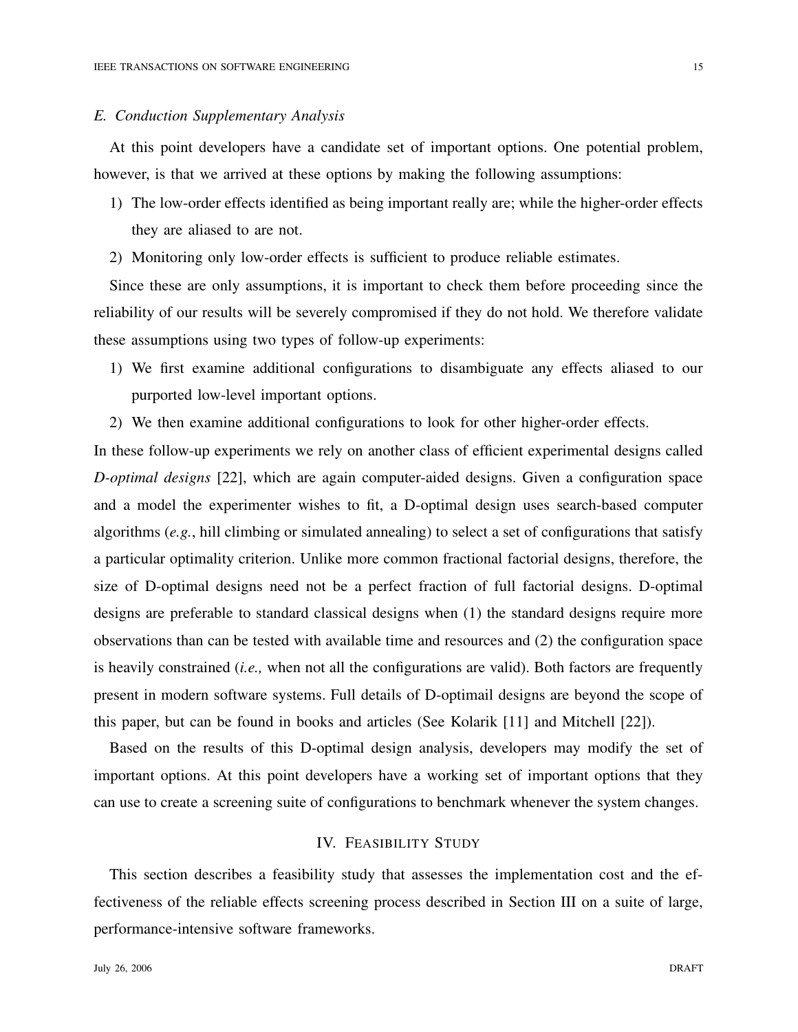### E. Conduction Supplementary Analysis

At this point developers have a candidate set of important options. One potential problem, however, is that we arrived at these options by making the following assumptions:

1) The low-order effects identified as being important really are; while the higher-order effects they are aliased to are not.
2) Monitoring only low-order effects is sufficient to produce reliable estimates.

Since these are only assumptions, it is important to check them before proceeding since the reliability of our results will be severely compromised if they do not hold. We therefore validate these assumptions using two types of follow-up experiments:

1) We first examine additional configurations to disambiguate any effects aliased to our purported low-level important options.
2) We then examine additional configurations to look for other higher-order effects.

In these follow-up experiments we rely on another class of efficient experimental designs called *D-optimal designs* [22], which are again computer-aided designs. Given a configuration space and a model the experimenter wishes to fit, a D-optimal design uses search-based computer algorithms (*e.g.*, hill climbing or simulated annealing) to select a set of configurations that satisfy a particular optimality criterion. Unlike more common fractional factorial designs, therefore, the size of D-optimal designs need not be a perfect fraction of full factorial designs. D-optimal designs are preferable to standard classical designs when (1) the standard designs require more observations than can be tested with available time and resources and (2) the configuration space is heavily constrained (*i.e.,* when not all the configurations are valid). Both factors are frequently present in modern software systems. Full details of D-optimail designs are beyond the scope of this paper, but can be found in books and articles (See Kolarik [11] and Mitchell [22]).

Based on the results of this D-optimal design analysis, developers may modify the set of important options. At this point developers have a working set of important options that they can use to create a screening suite of configurations to benchmark whenever the system changes.

## IV. Feasibility Study

This section describes a feasibility study that assesses the implementation cost and the effectiveness of the reliable effects screening process described in Section III on a suite of large, performance-intensive software frameworks.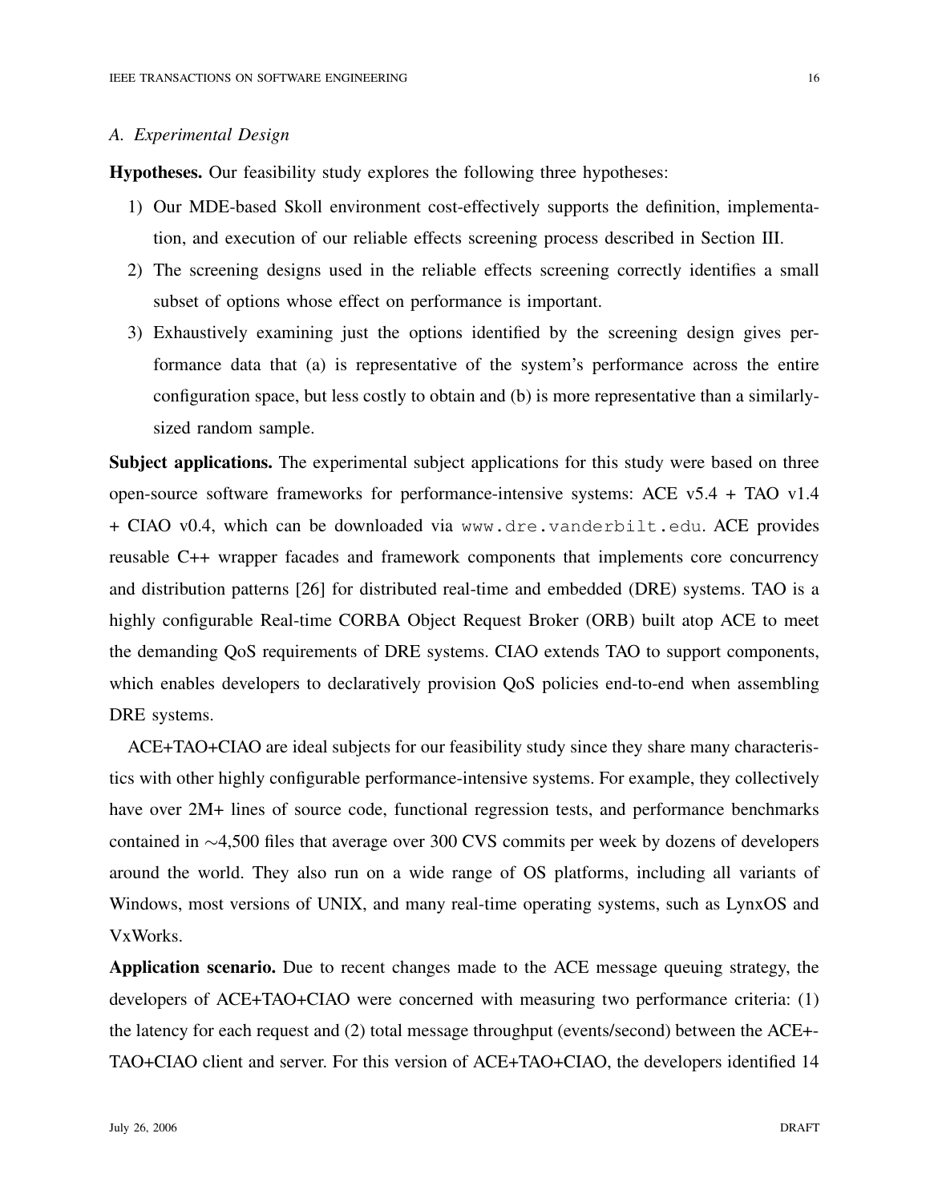### A. Experimental Design

**Hypotheses.** Our feasibility study explores the following three hypotheses:

1) Our MDE-based Skoll environment cost-effectively supports the definition, implementation, and execution of our reliable effects screening process described in Section III.
2) The screening designs used in the reliable effects screening correctly identifies a small subset of options whose effect on performance is important.
3) Exhaustively examining just the options identified by the screening design gives performance data that (a) is representative of the system's performance across the entire configuration space, but less costly to obtain and (b) is more representative than a similarly-sized random sample.

**Subject applications.** The experimental subject applications for this study were based on three open-source software frameworks for performance-intensive systems: ACE v5.4 + TAO v1.4 + CIAO v0.4, which can be downloaded via `www.dre.vanderbilt.edu`. ACE provides reusable C++ wrapper facades and framework components that implements core concurrency and distribution patterns [26] for distributed real-time and embedded (DRE) systems. TAO is a highly configurable Real-time CORBA Object Request Broker (ORB) built atop ACE to meet the demanding QoS requirements of DRE systems. CIAO extends TAO to support components, which enables developers to declaratively provision QoS policies end-to-end when assembling DRE systems.

ACE+TAO+CIAO are ideal subjects for our feasibility study since they share many characteristics with other highly configurable performance-intensive systems. For example, they collectively have over 2M+ lines of source code, functional regression tests, and performance benchmarks contained in ∼4,500 files that average over 300 CVS commits per week by dozens of developers around the world. They also run on a wide range of OS platforms, including all variants of Windows, most versions of UNIX, and many real-time operating systems, such as LynxOS and VxWorks.

**Application scenario.** Due to recent changes made to the ACE message queuing strategy, the developers of ACE+TAO+CIAO were concerned with measuring two performance criteria: (1) the latency for each request and (2) total message throughput (events/second) between the ACE+-TAO+CIAO client and server. For this version of ACE+TAO+CIAO, the developers identified 14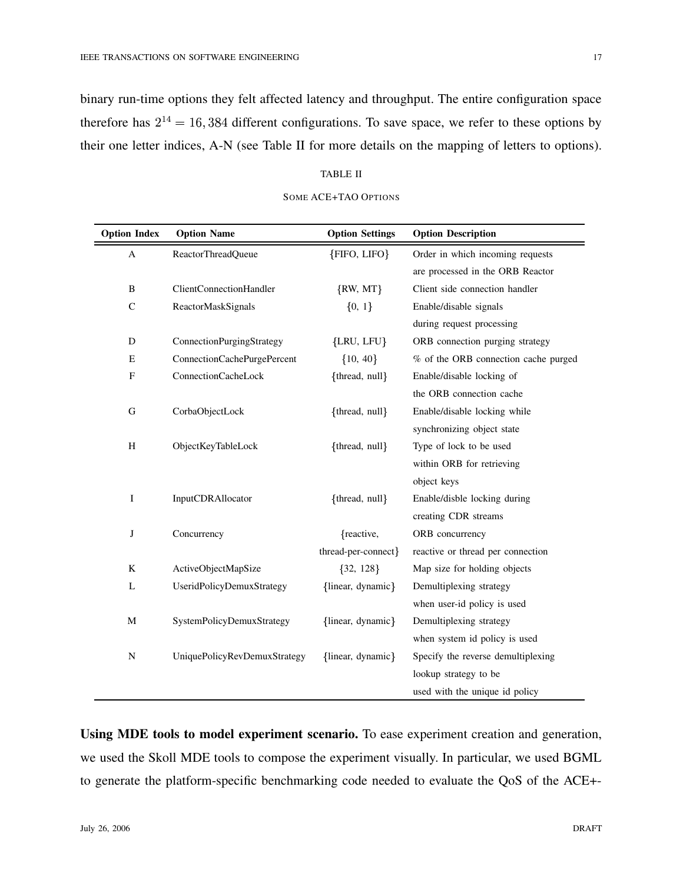binary run-time options they felt affected latency and throughput. The entire configuration space therefore has $2^{14} = 16,384$ different configurations. To save space, we refer to these options by their one letter indices, A-N (see Table II for more details on the mapping of letters to options).

TABLE II

SOME ACE+TAO OPTIONS

| Option Index | Option Name | Option Settings | Option Description |
|---|---|---|---|
| A | ReactorThreadQueue | {FIFO, LIFO} | Order in which incoming requests are processed in the ORB Reactor |
| B | ClientConnectionHandler | {RW, MT} | Client side connection handler |
| C | ReactorMaskSignals | {0, 1} | Enable/disable signals during request processing |
| D | ConnectionPurgingStrategy | {LRU, LFU} | ORB connection purging strategy |
| E | ConnectionCachePurgePercent | {10, 40} | % of the ORB connection cache purged |
| F | ConnectionCacheLock | {thread, null} | Enable/disable locking of the ORB connection cache |
| G | CorbaObjectLock | {thread, null} | Enable/disable locking while synchronizing object state |
| H | ObjectKeyTableLock | {thread, null} | Type of lock to be used within ORB for retrieving object keys |
| I | InputCDRAllocator | {thread, null} | Enable/disble locking during creating CDR streams |
| J | Concurrency | {reactive, thread-per-connect} | ORB concurrency reactive or thread per connection |
| K | ActiveObjectMapSize | {32, 128} | Map size for holding objects |
| L | UseridPolicyDemuxStrategy | {linear, dynamic} | Demultiplexing strategy when user-id policy is used |
| M | SystemPolicyDemuxStrategy | {linear, dynamic} | Demultiplexing strategy when system id policy is used |
| N | UniquePolicyRevDemuxStrategy | {linear, dynamic} | Specify the reverse demultiplexing lookup strategy to be used with the unique id policy |

**Using MDE tools to model experiment scenario.** To ease experiment creation and generation, we used the Skoll MDE tools to compose the experiment visually. In particular, we used BGML to generate the platform-specific benchmarking code needed to evaluate the QoS of the ACE+-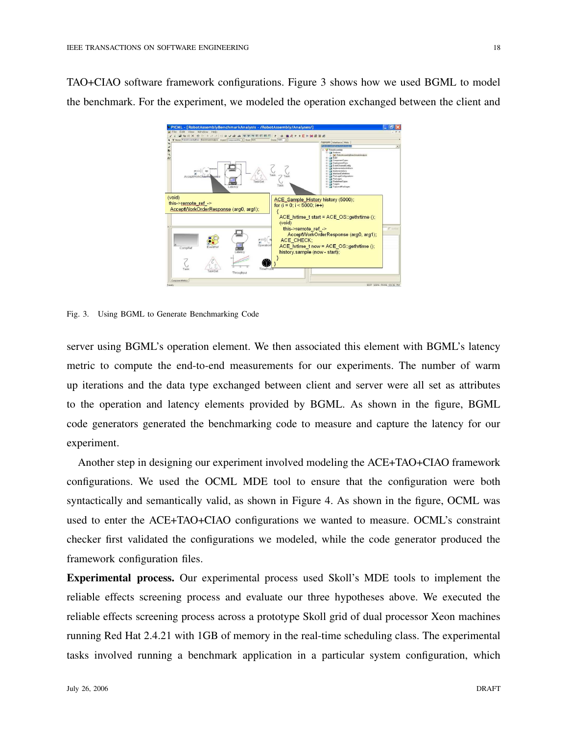TAO+CIAO software framework configurations. Figure 3 shows how we used BGML to model the benchmark. For the experiment, we modeled the operation exchanged between the client and

Fig. 3. Using BGML to Generate Benchmarking Code

server using BGML's operation element. We then associated this element with BGML's latency metric to compute the end-to-end measurements for our experiments. The number of warm up iterations and the data type exchanged between client and server were all set as attributes to the operation and latency elements provided by BGML. As shown in the figure, BGML code generators generated the benchmarking code to measure and capture the latency for our experiment.

Another step in designing our experiment involved modeling the ACE+TAO+CIAO framework configurations. We used the OCML MDE tool to ensure that the configuration were both syntactically and semantically valid, as shown in Figure 4. As shown in the figure, OCML was used to enter the ACE+TAO+CIAO configurations we wanted to measure. OCML's constraint checker first validated the configurations we modeled, while the code generator produced the framework configuration files.

**Experimental process.** Our experimental process used Skoll's MDE tools to implement the reliable effects screening process and evaluate our three hypotheses above. We executed the reliable effects screening process across a prototype Skoll grid of dual processor Xeon machines running Red Hat 2.4.21 with 1GB of memory in the real-time scheduling class. The experimental tasks involved running a benchmark application in a particular system configuration, which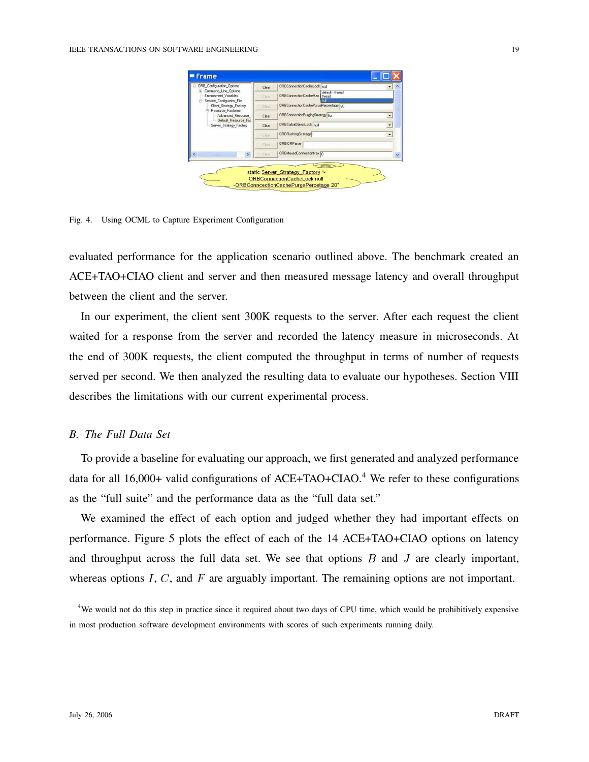Fig. 4. Using OCML to Capture Experiment Configuration

evaluated performance for the application scenario outlined above. The benchmark created an ACE+TAO+CIAO client and server and then measured message latency and overall throughput between the client and the server.

In our experiment, the client sent 300K requests to the server. After each request the client waited for a response from the server and recorded the latency measure in microseconds. At the end of 300K requests, the client computed the throughput in terms of number of requests served per second. We then analyzed the resulting data to evaluate our hypotheses. Section VIII describes the limitations with our current experimental process.

### *B. The Full Data Set*

To provide a baseline for evaluating our approach, we first generated and analyzed performance data for all 16,000+ valid configurations of ACE+TAO+CIAO.[4] We refer to these configurations as the "full suite" and the performance data as the "full data set."

We examined the effect of each option and judged whether they had important effects on performance. Figure 5 plots the effect of each of the 14 ACE+TAO+CIAO options on latency and throughput across the full data set. We see that options $B$ and $J$ are clearly important, whereas options $I$, $C$, and $F$ are arguably important. The remaining options are not important.

[4] We would not do this step in practice since it required about two days of CPU time, which would be prohibitively expensive in most production software development environments with scores of such experiments running daily.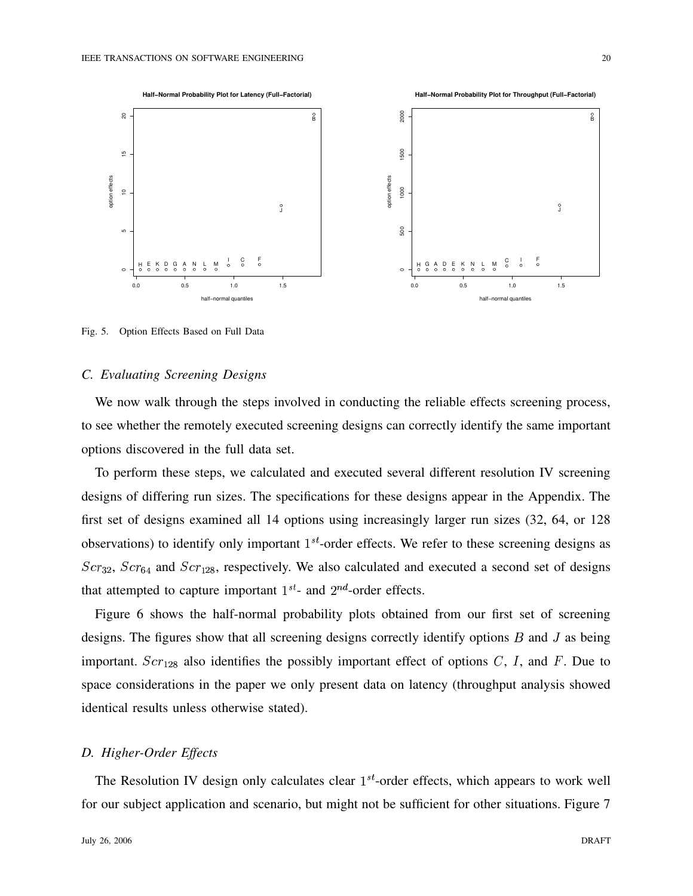Fig. 5. Option Effects Based on Full Data

### C. Evaluating Screening Designs

We now walk through the steps involved in conducting the reliable effects screening process, to see whether the remotely executed screening designs can correctly identify the same important options discovered in the full data set.

To perform these steps, we calculated and executed several different resolution IV screening designs of differing run sizes. The specifications for these designs appear in the Appendix. The first set of designs examined all 14 options using increasingly larger run sizes (32, 64, or 128 observations) to identify only important $1^{st}$-order effects. We refer to these screening designs as $Scr_{32}$, $Scr_{64}$ and $Scr_{128}$, respectively. We also calculated and executed a second set of designs that attempted to capture important $1^{st}$- and $2^{nd}$-order effects.

Figure 6 shows the half-normal probability plots obtained from our first set of screening designs. The figures show that all screening designs correctly identify options $B$ and $J$ as being important. $Scr_{128}$ also identifies the possibly important effect of options $C$, $I$, and $F$. Due to space considerations in the paper we only present data on latency (throughput analysis showed identical results unless otherwise stated).

### D. Higher-Order Effects

The Resolution IV design only calculates clear $1^{st}$-order effects, which appears to work well for our subject application and scenario, but might not be sufficient for other situations. Figure 7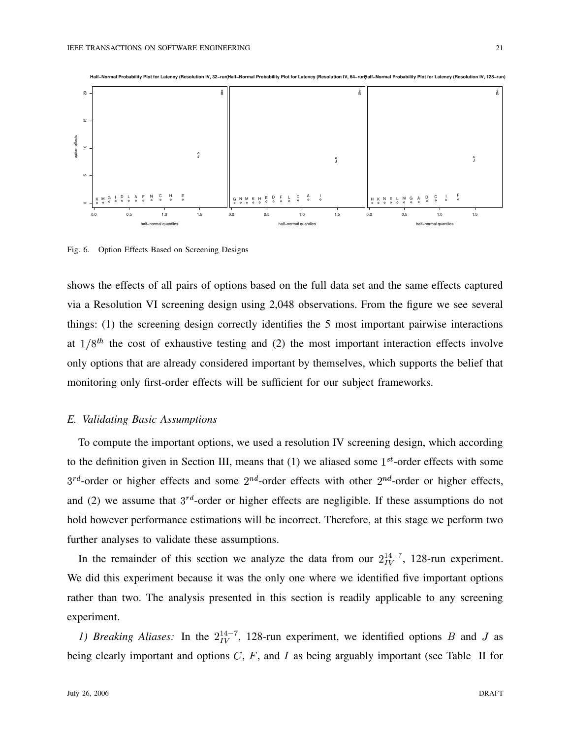Fig. 6. Option Effects Based on Screening Designs

shows the effects of all pairs of options based on the full data set and the same effects captured via a Resolution VI screening design using 2,048 observations. From the figure we see several things: (1) the screening design correctly identifies the 5 most important pairwise interactions at $1/8^{th}$ the cost of exhaustive testing and (2) the most important interaction effects involve only options that are already considered important by themselves, which supports the belief that monitoring only first-order effects will be sufficient for our subject frameworks.

### *E. Validating Basic Assumptions*

To compute the important options, we used a resolution IV screening design, which according to the definition given in Section III, means that (1) we aliased some $1^{st}$-order effects with some $3^{rd}$-order or higher effects and some $2^{nd}$-order effects with other $2^{nd}$-order or higher effects, and (2) we assume that $3^{rd}$-order or higher effects are negligible. If these assumptions do not hold however performance estimations will be incorrect. Therefore, at this stage we perform two further analyses to validate these assumptions.

In the remainder of this section we analyze the data from our $2^{14-7}_{IV}$, 128-run experiment. We did this experiment because it was the only one where we identified five important options rather than two. The analysis presented in this section is readily applicable to any screening experiment.

*1) Breaking Aliases:* In the $2^{14-7}_{IV}$, 128-run experiment, we identified options $B$ and $J$ as being clearly important and options $C$, $F$, and $I$ as being arguably important (see Table II for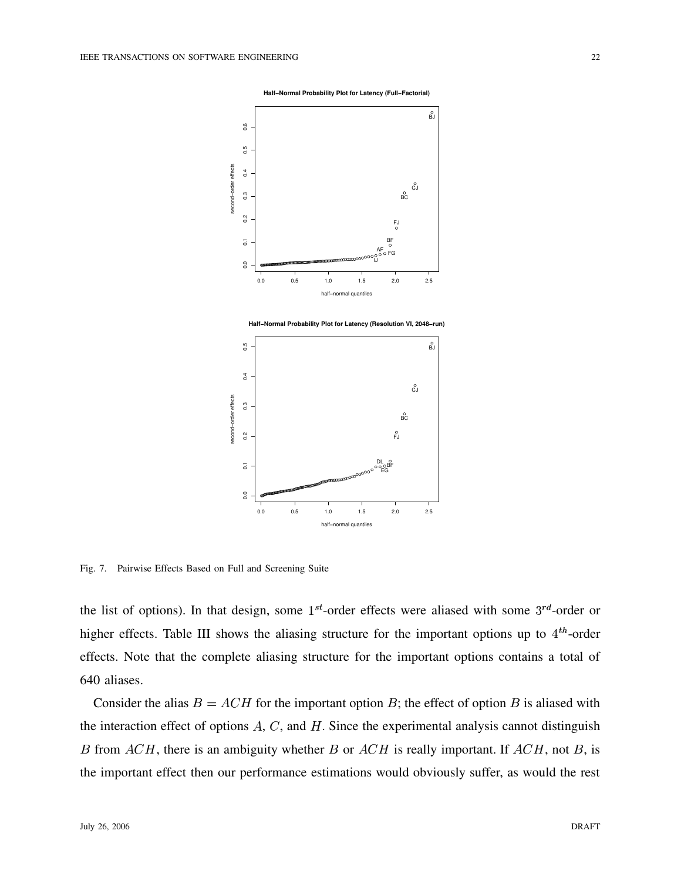Fig. 7. Pairwise Effects Based on Full and Screening Suite

the list of options). In that design, some $1^{st}$-order effects were aliased with some $3^{rd}$-order or higher effects. Table III shows the aliasing structure for the important options up to $4^{th}$-order effects. Note that the complete aliasing structure for the important options contains a total of 640 aliases.

Consider the alias $B = ACH$ for the important option $B$; the effect of option $B$ is aliased with the interaction effect of options $A$, $C$, and $H$. Since the experimental analysis cannot distinguish $B$ from $ACH$, there is an ambiguity whether $B$ or $ACH$ is really important. If $ACH$, not $B$, is the important effect then our performance estimations would obviously suffer, as would the rest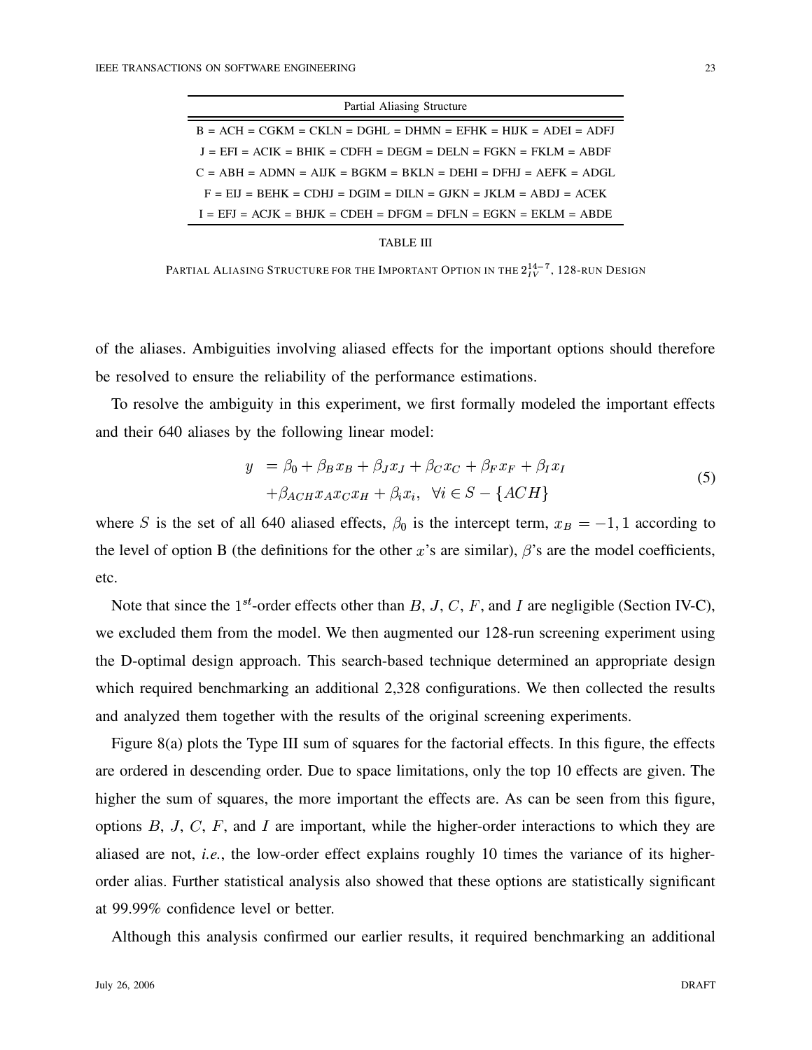| Partial Aliasing Structure |
|---|
| B = ACH = CGKM = CKLN = DGHL = DHMN = EFHK = HIJK = ADEI = ADFJ |
| J = EFI = ACIK = BHIK = CDFH = DEGM = DELN = FGKN = FKLM = ABDF |
| C = ABH = ADMN = AIJK = BGKM = BKLN = DEHI = DFHJ = AEFK = ADGL |
| F = EIJ = BEHK = CDHJ = DGIM = DILN = GJKN = JKLM = ABDJ = ACEK |
| I = EFJ = ACJK = BHJK = CDEH = DFGM = DFLN = EGKN = EKLM = ABDE |

TABLE III

PARTIAL ALIASING STRUCTURE FOR THE IMPORTANT OPTION IN THE $2_{IV}^{14-7}$, 128-RUN DESIGN

of the aliases. Ambiguities involving aliased effects for the important options should therefore be resolved to ensure the reliability of the performance estimations.

To resolve the ambiguity in this experiment, we first formally modeled the important effects and their 640 aliases by the following linear model:

$$
\begin{aligned}
y &= \beta_0 + \beta_B x_B + \beta_J x_J + \beta_C x_C + \beta_F x_F + \beta_I x_I \\
&+ \beta_{ACH} x_A x_C x_H + \beta_i x_i, \quad \forall i \in S - \{ACH\}
\end{aligned}
\tag{5}
$$

where $S$ is the set of all 640 aliased effects, $\beta_0$ is the intercept term, $x_B = -1, 1$ according to the level of option B (the definitions for the other $x$'s are similar), $\beta$'s are the model coefficients, etc.

Note that since the $1^{st}$-order effects other than $B$, $J$, $C$, $F$, and $I$ are negligible (Section IV-C), we excluded them from the model. We then augmented our 128-run screening experiment using the D-optimal design approach. This search-based technique determined an appropriate design which required benchmarking an additional 2,328 configurations. We then collected the results and analyzed them together with the results of the original screening experiments.

Figure 8(a) plots the Type III sum of squares for the factorial effects. In this figure, the effects are ordered in descending order. Due to space limitations, only the top 10 effects are given. The higher the sum of squares, the more important the effects are. As can be seen from this figure, options $B$, $J$, $C$, $F$, and $I$ are important, while the higher-order interactions to which they are aliased are not, *i.e.*, the low-order effect explains roughly 10 times the variance of its higher-order alias. Further statistical analysis also showed that these options are statistically significant at 99.99% confidence level or better.

Although this analysis confirmed our earlier results, it required benchmarking an additional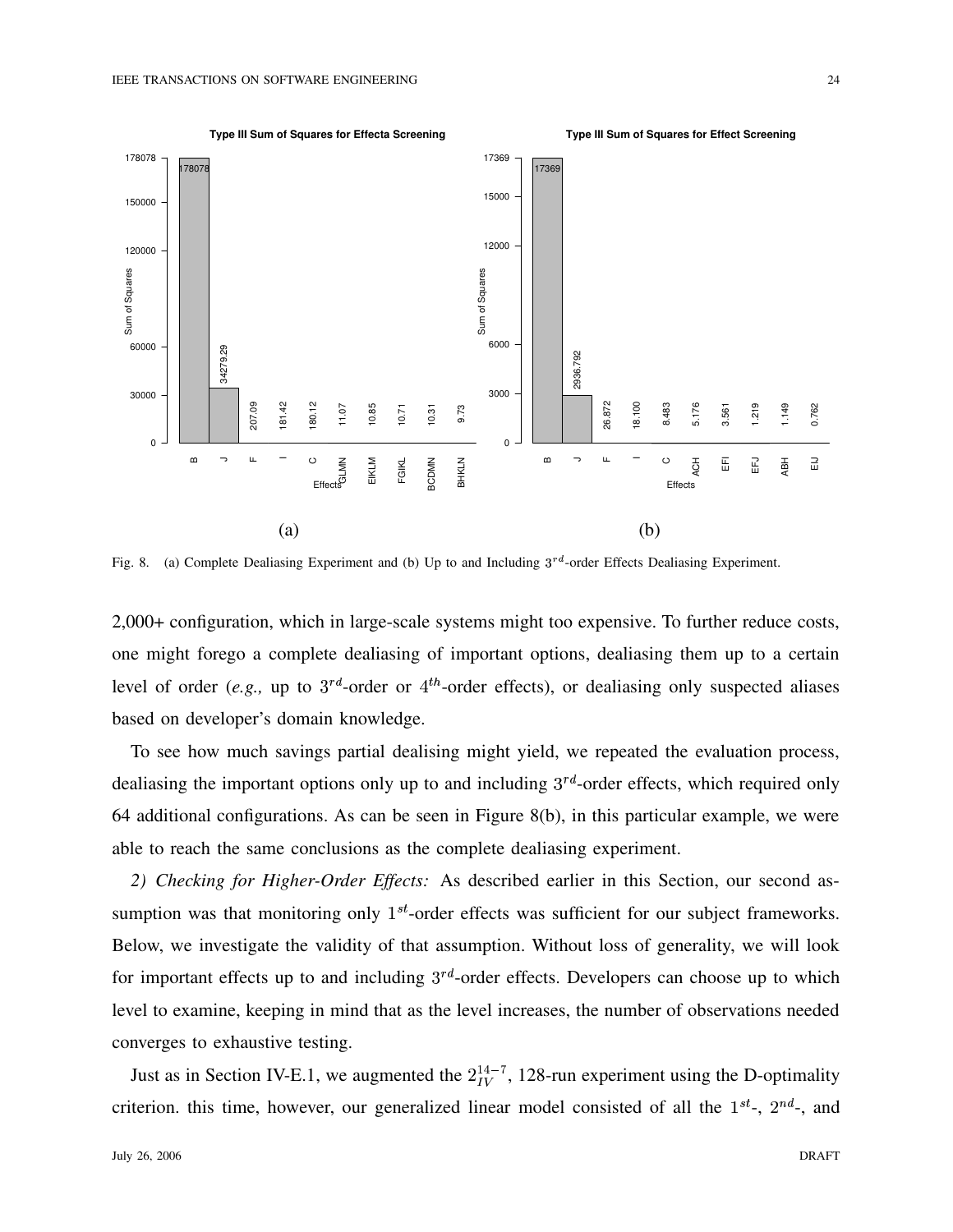Fig. 8. (a) Complete Dealiasing Experiment and (b) Up to and Including $3^{rd}$-order Effects Dealiasing Experiment.

2,000+ configuration, which in large-scale systems might too expensive. To further reduce costs, one might forego a complete dealiasing of important options, dealiasing them up to a certain level of order (*e.g.,* up to $3^{rd}$-order or $4^{th}$-order effects), or dealiasing only suspected aliases based on developer's domain knowledge.

To see how much savings partial dealising might yield, we repeated the evaluation process, dealiasing the important options only up to and including $3^{rd}$-order effects, which required only 64 additional configurations. As can be seen in Figure 8(b), in this particular example, we were able to reach the same conclusions as the complete dealiasing experiment.

*2) Checking for Higher-Order Effects:* As described earlier in this Section, our second assumption was that monitoring only $1^{st}$-order effects was sufficient for our subject frameworks. Below, we investigate the validity of that assumption. Without loss of generality, we will look for important effects up to and including $3^{rd}$-order effects. Developers can choose up to which level to examine, keeping in mind that as the level increases, the number of observations needed converges to exhaustive testing.

Just as in Section IV-E.1, we augmented the $2^{14-7}_{IV}$, 128-run experiment using the D-optimality criterion. this time, however, our generalized linear model consisted of all the $1^{st}$-, $2^{nd}$-, and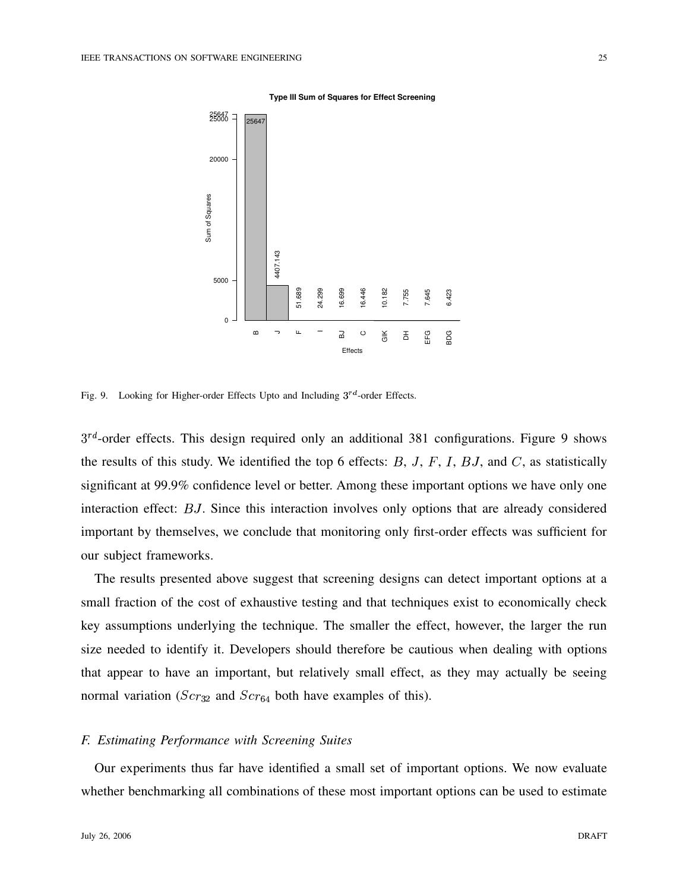Fig. 9. Looking for Higher-order Effects Upto and Including $3^{rd}$-order Effects.

$3^{rd}$-order effects. This design required only an additional 381 configurations. Figure 9 shows the results of this study. We identified the top 6 effects: $B$, $J$, $F$, $I$, $BJ$, and $C$, as statistically significant at 99.9% confidence level or better. Among these important options we have only one interaction effect: $BJ$. Since this interaction involves only options that are already considered important by themselves, we conclude that monitoring only first-order effects was sufficient for our subject frameworks.

The results presented above suggest that screening designs can detect important options at a small fraction of the cost of exhaustive testing and that techniques exist to economically check key assumptions underlying the technique. The smaller the effect, however, the larger the run size needed to identify it. Developers should therefore be cautious when dealing with options that appear to have an important, but relatively small effect, as they may actually be seeing normal variation ($Scr_{32}$ and $Scr_{64}$ both have examples of this).

### *F. Estimating Performance with Screening Suites*

Our experiments thus far have identified a small set of important options. We now evaluate whether benchmarking all combinations of these most important options can be used to estimate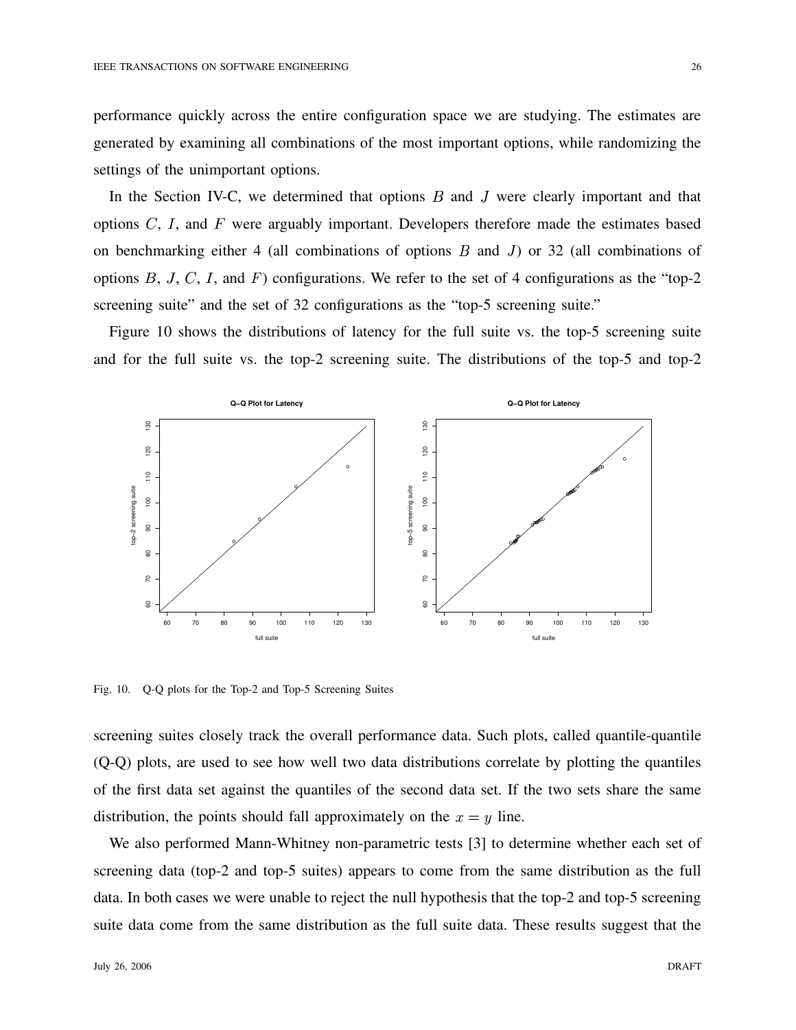performance quickly across the entire configuration space we are studying. The estimates are generated by examining all combinations of the most important options, while randomizing the settings of the unimportant options.

In the Section IV-C, we determined that options $B$ and $J$ were clearly important and that options $C$, $I$, and $F$ were arguably important. Developers therefore made the estimates based on benchmarking either 4 (all combinations of options $B$ and $J$) or 32 (all combinations of options $B$, $J$, $C$, $I$, and $F$) configurations. We refer to the set of 4 configurations as the "top-2 screening suite" and the set of 32 configurations as the "top-5 screening suite."

Figure 10 shows the distributions of latency for the full suite vs. the top-5 screening suite and for the full suite vs. the top-2 screening suite. The distributions of the top-5 and top-2 screening suites closely track the overall performance data. Such plots, called quantile-quantile (Q-Q) plots, are used to see how well two data distributions correlate by plotting the quantiles of the first data set against the quantiles of the second data set. If the two sets share the same distribution, the points should fall approximately on the $x = y$ line.

Fig. 10. Q-Q plots for the Top-2 and Top-5 Screening Suites

We also performed Mann-Whitney non-parametric tests [3] to determine whether each set of screening data (top-2 and top-5 suites) appears to come from the same distribution as the full data. In both cases we were unable to reject the null hypothesis that the top-2 and top-5 screening suite data come from the same distribution as the full suite data. These results suggest that the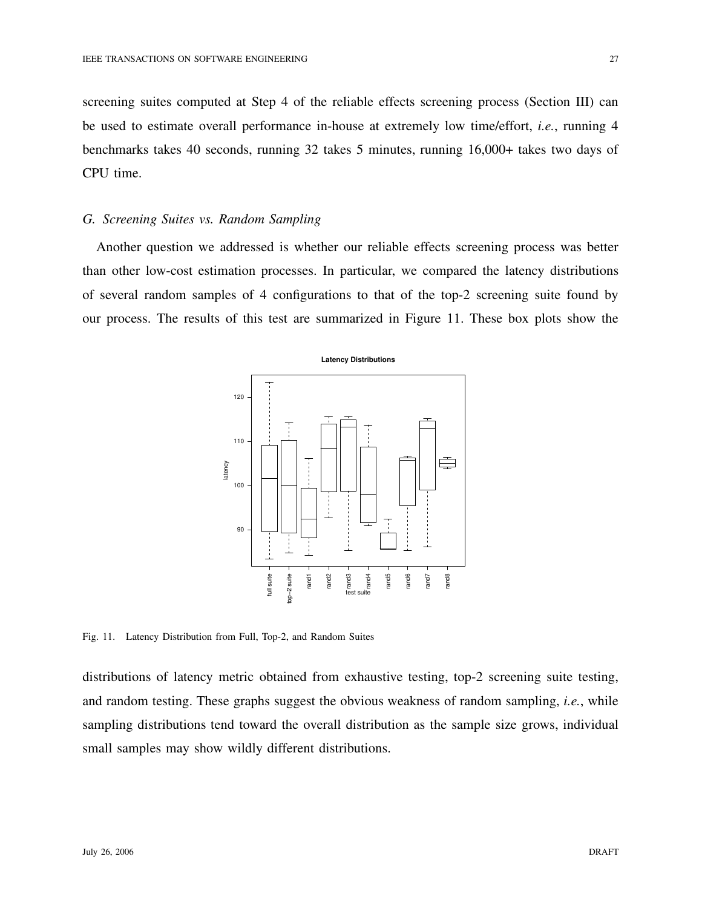screening suites computed at Step 4 of the reliable effects screening process (Section III) can be used to estimate overall performance in-house at extremely low time/effort, *i.e.*, running 4 benchmarks takes 40 seconds, running 32 takes 5 minutes, running 16,000+ takes two days of CPU time.

### *G. Screening Suites vs. Random Sampling*

Another question we addressed is whether our reliable effects screening process was better than other low-cost estimation processes. In particular, we compared the latency distributions of several random samples of 4 configurations to that of the top-2 screening suite found by our process. The results of this test are summarized in Figure 11. These box plots show the

Fig. 11. Latency Distribution from Full, Top-2, and Random Suites

distributions of latency metric obtained from exhaustive testing, top-2 screening suite testing, and random testing. These graphs suggest the obvious weakness of random sampling, *i.e.*, while sampling distributions tend toward the overall distribution as the sample size grows, individual small samples may show wildly different distributions.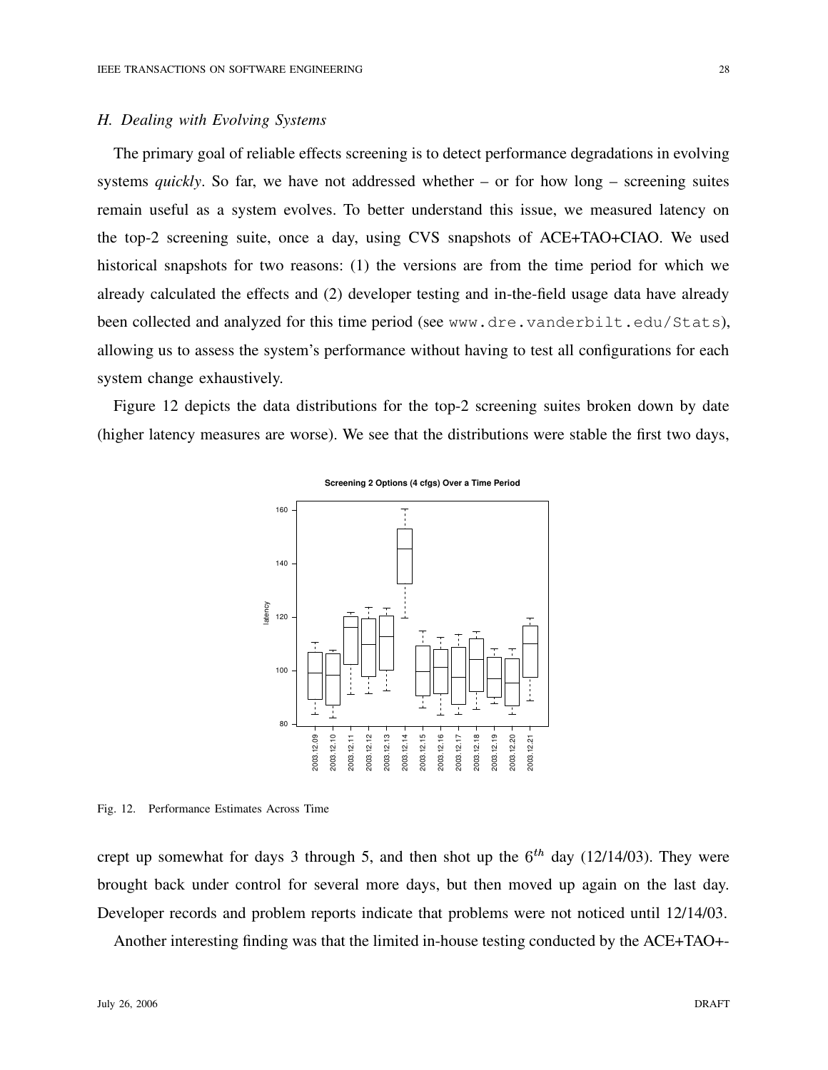### H. Dealing with Evolving Systems

The primary goal of reliable effects screening is to detect performance degradations in evolving systems *quickly*. So far, we have not addressed whether – or for how long – screening suites remain useful as a system evolves. To better understand this issue, we measured latency on the top-2 screening suite, once a day, using CVS snapshots of ACE+TAO+CIAO. We used historical snapshots for two reasons: (1) the versions are from the time period for which we already calculated the effects and (2) developer testing and in-the-field usage data have already been collected and analyzed for this time period (see www.dre.vanderbilt.edu/Stats), allowing us to assess the system's performance without having to test all configurations for each system change exhaustively.

Figure 12 depicts the data distributions for the top-2 screening suites broken down by date (higher latency measures are worse). We see that the distributions were stable the first two days,

Fig. 12. Performance Estimates Across Time

crept up somewhat for days 3 through 5, and then shot up the $6^{th}$ day (12/14/03). They were brought back under control for several more days, but then moved up again on the last day. Developer records and problem reports indicate that problems were not noticed until 12/14/03.

Another interesting finding was that the limited in-house testing conducted by the ACE+TAO+-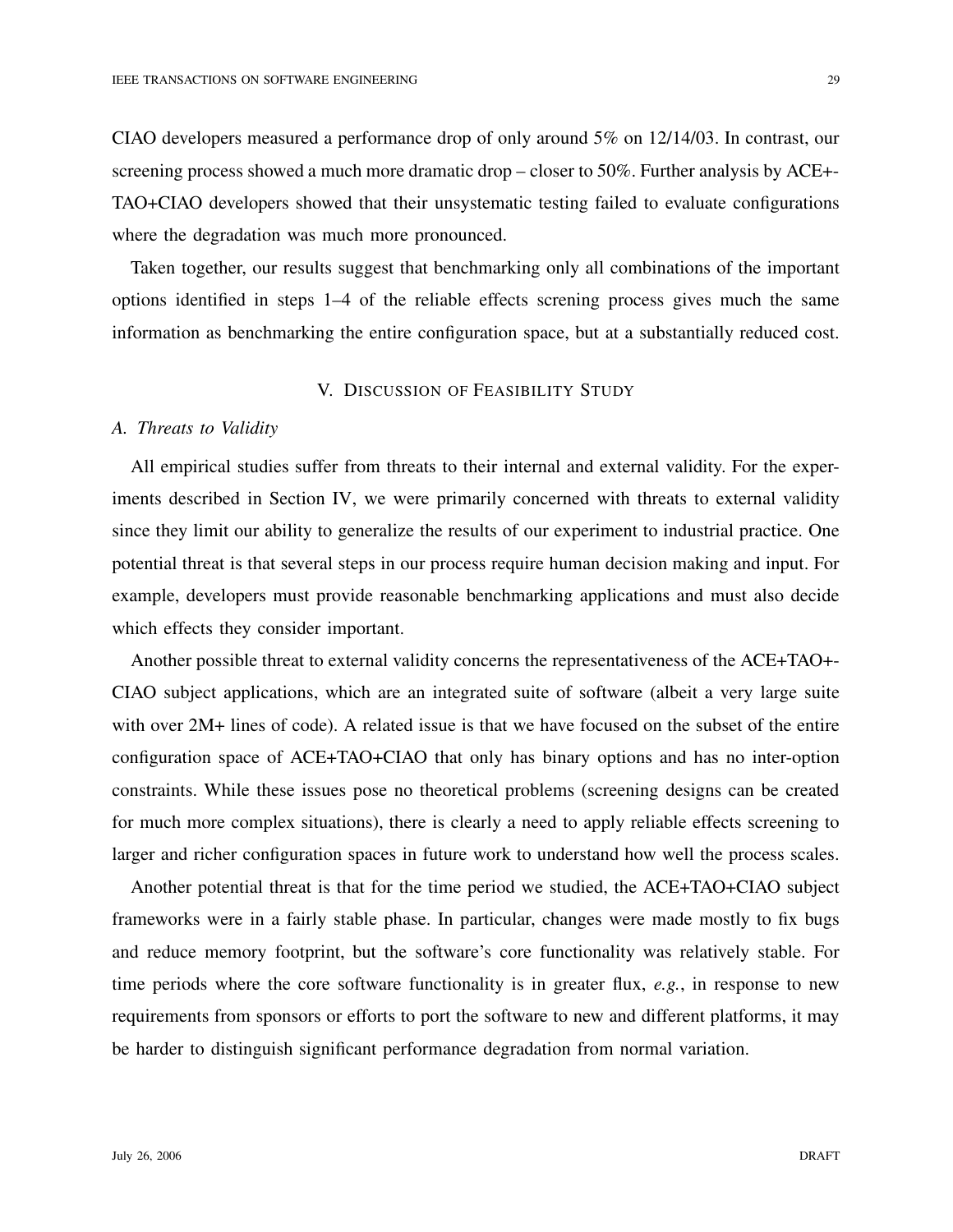CIAO developers measured a performance drop of only around 5% on 12/14/03. In contrast, our screening process showed a much more dramatic drop – closer to 50%. Further analysis by ACE+-TAO+CIAO developers showed that their unsystematic testing failed to evaluate configurations where the degradation was much more pronounced.

Taken together, our results suggest that benchmarking only all combinations of the important options identified in steps 1–4 of the reliable effects screning process gives much the same information as benchmarking the entire configuration space, but at a substantially reduced cost.

## V. Discussion of Feasibility Study

### A. Threats to Validity

All empirical studies suffer from threats to their internal and external validity. For the experiments described in Section IV, we were primarily concerned with threats to external validity since they limit our ability to generalize the results of our experiment to industrial practice. One potential threat is that several steps in our process require human decision making and input. For example, developers must provide reasonable benchmarking applications and must also decide which effects they consider important.

Another possible threat to external validity concerns the representativeness of the ACE+TAO+-CIAO subject applications, which are an integrated suite of software (albeit a very large suite with over 2M+ lines of code). A related issue is that we have focused on the subset of the entire configuration space of ACE+TAO+CIAO that only has binary options and has no inter-option constraints. While these issues pose no theoretical problems (screening designs can be created for much more complex situations), there is clearly a need to apply reliable effects screening to larger and richer configuration spaces in future work to understand how well the process scales.

Another potential threat is that for the time period we studied, the ACE+TAO+CIAO subject frameworks were in a fairly stable phase. In particular, changes were made mostly to fix bugs and reduce memory footprint, but the software's core functionality was relatively stable. For time periods where the core software functionality is in greater flux, *e.g.*, in response to new requirements from sponsors or efforts to port the software to new and different platforms, it may be harder to distinguish significant performance degradation from normal variation.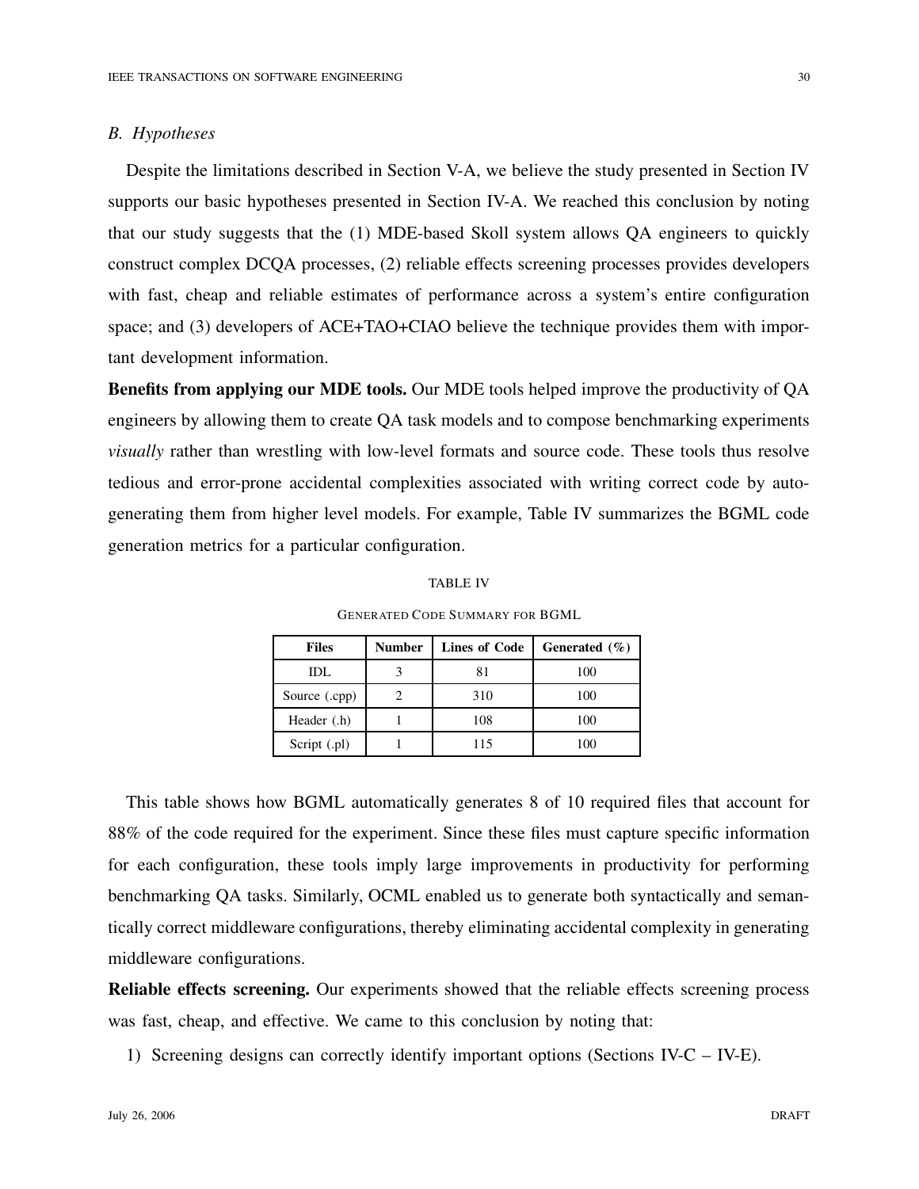### B. Hypotheses

Despite the limitations described in Section V-A, we believe the study presented in Section IV supports our basic hypotheses presented in Section IV-A. We reached this conclusion by noting that our study suggests that the (1) MDE-based Skoll system allows QA engineers to quickly construct complex DCQA processes, (2) reliable effects screening processes provides developers with fast, cheap and reliable estimates of performance across a system's entire configuration space; and (3) developers of ACE+TAO+CIAO believe the technique provides them with important development information.

**Benefits from applying our MDE tools.** Our MDE tools helped improve the productivity of QA engineers by allowing them to create QA task models and to compose benchmarking experiments *visually* rather than wrestling with low-level formats and source code. These tools thus resolve tedious and error-prone accidental complexities associated with writing correct code by auto-generating them from higher level models. For example, Table IV summarizes the BGML code generation metrics for a particular configuration.

TABLE IV

GENERATED CODE SUMMARY FOR BGML

| Files | Number | Lines of Code | Generated (%) |
|---|---|---|---|
| IDL | 3 | 81 | 100 |
| Source (.cpp) | 2 | 310 | 100 |
| Header (.h) | 1 | 108 | 100 |
| Script (.pl) | 1 | 115 | 100 |

This table shows how BGML automatically generates 8 of 10 required files that account for 88% of the code required for the experiment. Since these files must capture specific information for each configuration, these tools imply large improvements in productivity for performing benchmarking QA tasks. Similarly, OCML enabled us to generate both syntactically and semantically correct middleware configurations, thereby eliminating accidental complexity in generating middleware configurations.

**Reliable effects screening.** Our experiments showed that the reliable effects screening process was fast, cheap, and effective. We came to this conclusion by noting that:

1) Screening designs can correctly identify important options (Sections IV-C – IV-E).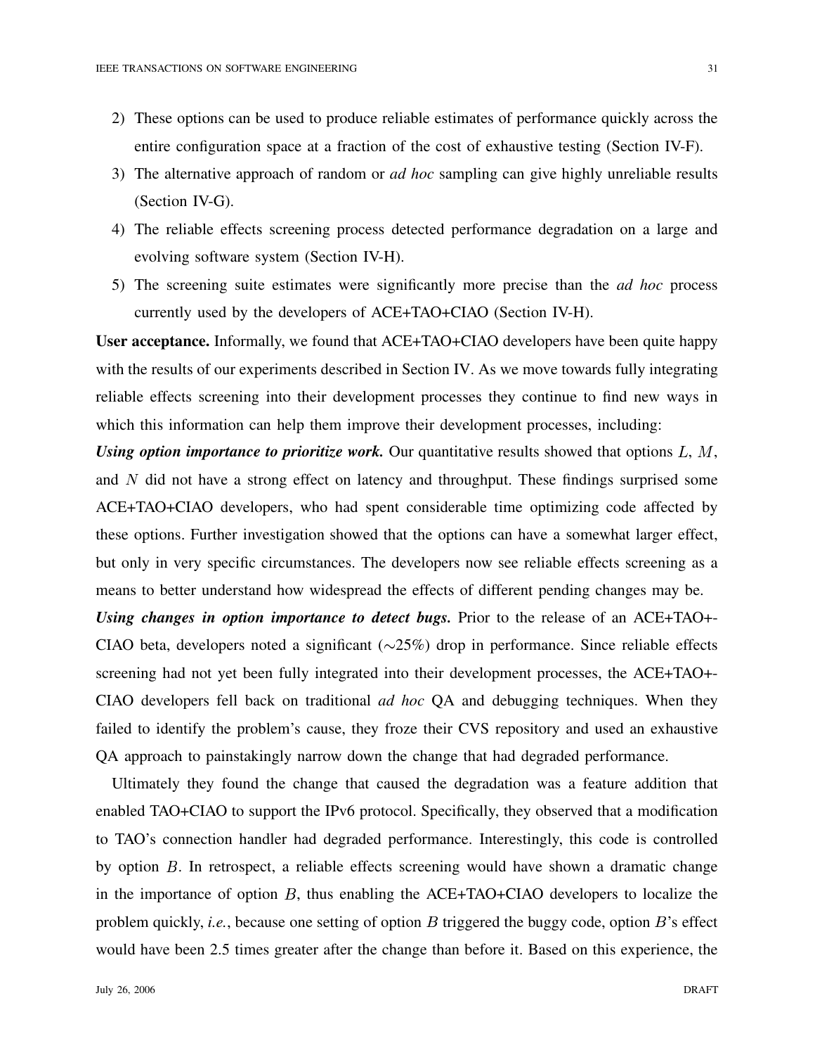2) These options can be used to produce reliable estimates of performance quickly across the entire configuration space at a fraction of the cost of exhaustive testing (Section IV-F).
3) The alternative approach of random or *ad hoc* sampling can give highly unreliable results (Section IV-G).
4) The reliable effects screening process detected performance degradation on a large and evolving software system (Section IV-H).
5) The screening suite estimates were significantly more precise than the *ad hoc* process currently used by the developers of ACE+TAO+CIAO (Section IV-H).

**User acceptance.** Informally, we found that ACE+TAO+CIAO developers have been quite happy with the results of our experiments described in Section IV. As we move towards fully integrating reliable effects screening into their development processes they continue to find new ways in which this information can help them improve their development processes, including:

***Using option importance to prioritize work.*** Our quantitative results showed that options $L$, $M$, and $N$ did not have a strong effect on latency and throughput. These findings surprised some ACE+TAO+CIAO developers, who had spent considerable time optimizing code affected by these options. Further investigation showed that the options can have a somewhat larger effect, but only in very specific circumstances. The developers now see reliable effects screening as a means to better understand how widespread the effects of different pending changes may be.

***Using changes in option importance to detect bugs.*** Prior to the release of an ACE+TAO+-CIAO beta, developers noted a significant ($\sim$25%) drop in performance. Since reliable effects screening had not yet been fully integrated into their development processes, the ACE+TAO+-CIAO developers fell back on traditional *ad hoc* QA and debugging techniques. When they failed to identify the problem's cause, they froze their CVS repository and used an exhaustive QA approach to painstakingly narrow down the change that had degraded performance.

Ultimately they found the change that caused the degradation was a feature addition that enabled TAO+CIAO to support the IPv6 protocol. Specifically, they observed that a modification to TAO's connection handler had degraded performance. Interestingly, this code is controlled by option $B$. In retrospect, a reliable effects screening would have shown a dramatic change in the importance of option $B$, thus enabling the ACE+TAO+CIAO developers to localize the problem quickly, *i.e.*, because one setting of option $B$ triggered the buggy code, option $B$'s effect would have been 2.5 times greater after the change than before it. Based on this experience, the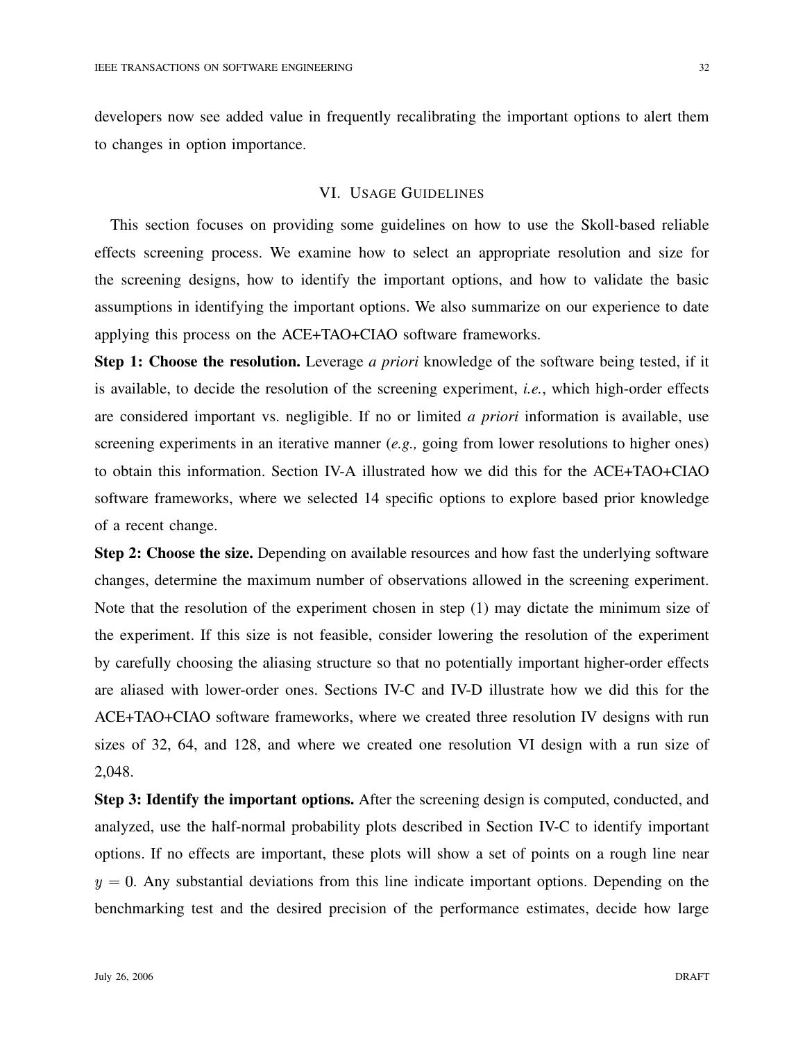developers now see added value in frequently recalibrating the important options to alert them to changes in option importance.

## VI. Usage Guidelines

This section focuses on providing some guidelines on how to use the Skoll-based reliable effects screening process. We examine how to select an appropriate resolution and size for the screening designs, how to identify the important options, and how to validate the basic assumptions in identifying the important options. We also summarize on our experience to date applying this process on the ACE+TAO+CIAO software frameworks.

**Step 1: Choose the resolution.** Leverage *a priori* knowledge of the software being tested, if it is available, to decide the resolution of the screening experiment, *i.e.*, which high-order effects are considered important vs. negligible. If no or limited *a priori* information is available, use screening experiments in an iterative manner (*e.g.,* going from lower resolutions to higher ones) to obtain this information. Section IV-A illustrated how we did this for the ACE+TAO+CIAO software frameworks, where we selected 14 specific options to explore based prior knowledge of a recent change.

**Step 2: Choose the size.** Depending on available resources and how fast the underlying software changes, determine the maximum number of observations allowed in the screening experiment. Note that the resolution of the experiment chosen in step (1) may dictate the minimum size of the experiment. If this size is not feasible, consider lowering the resolution of the experiment by carefully choosing the aliasing structure so that no potentially important higher-order effects are aliased with lower-order ones. Sections IV-C and IV-D illustrate how we did this for the ACE+TAO+CIAO software frameworks, where we created three resolution IV designs with run sizes of 32, 64, and 128, and where we created one resolution VI design with a run size of 2,048.

**Step 3: Identify the important options.** After the screening design is computed, conducted, and analyzed, use the half-normal probability plots described in Section IV-C to identify important options. If no effects are important, these plots will show a set of points on a rough line near $y = 0$. Any substantial deviations from this line indicate important options. Depending on the benchmarking test and the desired precision of the performance estimates, decide how large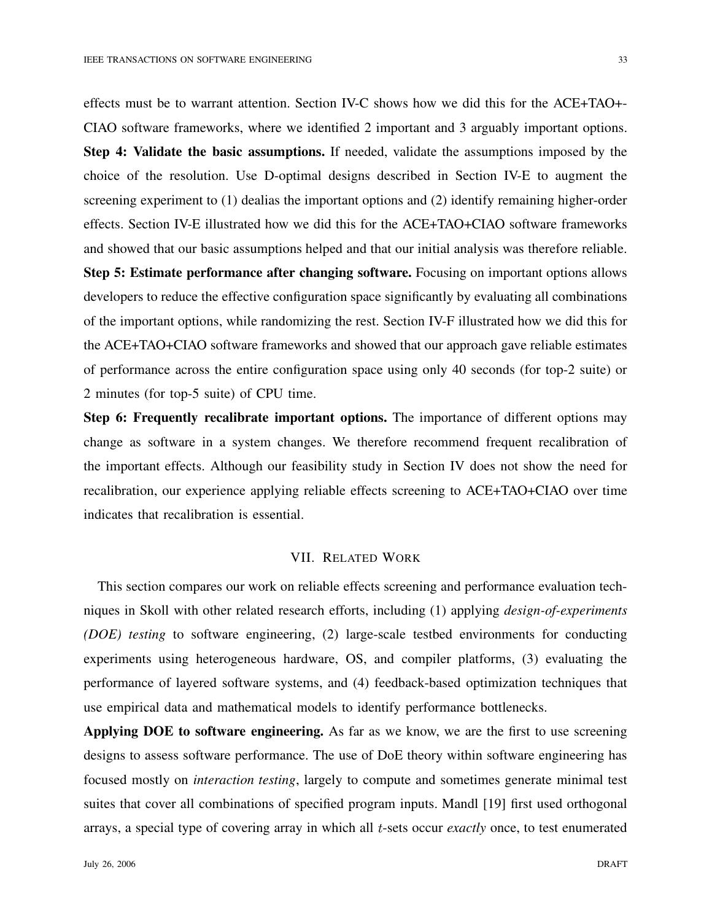effects must be to warrant attention. Section IV-C shows how we did this for the ACE+TAO+-CIAO software frameworks, where we identified 2 important and 3 arguably important options.

**Step 4: Validate the basic assumptions.** If needed, validate the assumptions imposed by the choice of the resolution. Use D-optimal designs described in Section IV-E to augment the screening experiment to (1) dealias the important options and (2) identify remaining higher-order effects. Section IV-E illustrated how we did this for the ACE+TAO+CIAO software frameworks and showed that our basic assumptions helped and that our initial analysis was therefore reliable.

**Step 5: Estimate performance after changing software.** Focusing on important options allows developers to reduce the effective configuration space significantly by evaluating all combinations of the important options, while randomizing the rest. Section IV-F illustrated how we did this for the ACE+TAO+CIAO software frameworks and showed that our approach gave reliable estimates of performance across the entire configuration space using only 40 seconds (for top-2 suite) or 2 minutes (for top-5 suite) of CPU time.

**Step 6: Frequently recalibrate important options.** The importance of different options may change as software in a system changes. We therefore recommend frequent recalibration of the important effects. Although our feasibility study in Section IV does not show the need for recalibration, our experience applying reliable effects screening to ACE+TAO+CIAO over time indicates that recalibration is essential.

## VII. Related Work

This section compares our work on reliable effects screening and performance evaluation techniques in Skoll with other related research efforts, including (1) applying *design-of-experiments (DOE) testing* to software engineering, (2) large-scale testbed environments for conducting experiments using heterogeneous hardware, OS, and compiler platforms, (3) evaluating the performance of layered software systems, and (4) feedback-based optimization techniques that use empirical data and mathematical models to identify performance bottlenecks.

**Applying DOE to software engineering.** As far as we know, we are the first to use screening designs to assess software performance. The use of DoE theory within software engineering has focused mostly on *interaction testing*, largely to compute and sometimes generate minimal test suites that cover all combinations of specified program inputs. Mandl [19] first used orthogonal arrays, a special type of covering array in which all $t$-sets occur *exactly* once, to test enumerated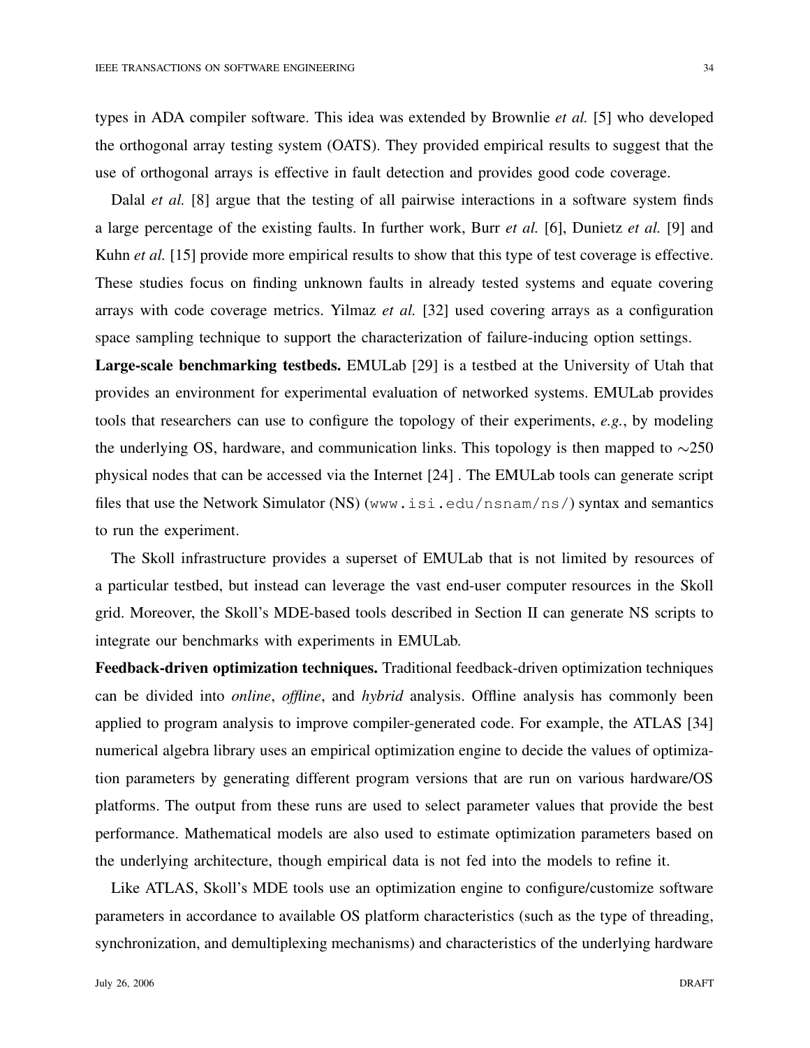types in ADA compiler software. This idea was extended by Brownlie *et al.* [5] who developed the orthogonal array testing system (OATS). They provided empirical results to suggest that the use of orthogonal arrays is effective in fault detection and provides good code coverage.

Dalal *et al.* [8] argue that the testing of all pairwise interactions in a software system finds a large percentage of the existing faults. In further work, Burr *et al.* [6], Dunietz *et al.* [9] and Kuhn *et al.* [15] provide more empirical results to show that this type of test coverage is effective. These studies focus on finding unknown faults in already tested systems and equate covering arrays with code coverage metrics. Yilmaz *et al.* [32] used covering arrays as a configuration space sampling technique to support the characterization of failure-inducing option settings.

**Large-scale benchmarking testbeds.** EMULab [29] is a testbed at the University of Utah that provides an environment for experimental evaluation of networked systems. EMULab provides tools that researchers can use to configure the topology of their experiments, *e.g.*, by modeling the underlying OS, hardware, and communication links. This topology is then mapped to $\sim$250 physical nodes that can be accessed via the Internet [24] . The EMULab tools can generate script files that use the Network Simulator (NS) (`www.isi.edu/nsnam/ns/`) syntax and semantics to run the experiment.

The Skoll infrastructure provides a superset of EMULab that is not limited by resources of a particular testbed, but instead can leverage the vast end-user computer resources in the Skoll grid. Moreover, the Skoll's MDE-based tools described in Section II can generate NS scripts to integrate our benchmarks with experiments in EMULab.

**Feedback-driven optimization techniques.** Traditional feedback-driven optimization techniques can be divided into *online*, *offline*, and *hybrid* analysis. Offline analysis has commonly been applied to program analysis to improve compiler-generated code. For example, the ATLAS [34] numerical algebra library uses an empirical optimization engine to decide the values of optimization parameters by generating different program versions that are run on various hardware/OS platforms. The output from these runs are used to select parameter values that provide the best performance. Mathematical models are also used to estimate optimization parameters based on the underlying architecture, though empirical data is not fed into the models to refine it.

Like ATLAS, Skoll's MDE tools use an optimization engine to configure/customize software parameters in accordance to available OS platform characteristics (such as the type of threading, synchronization, and demultiplexing mechanisms) and characteristics of the underlying hardware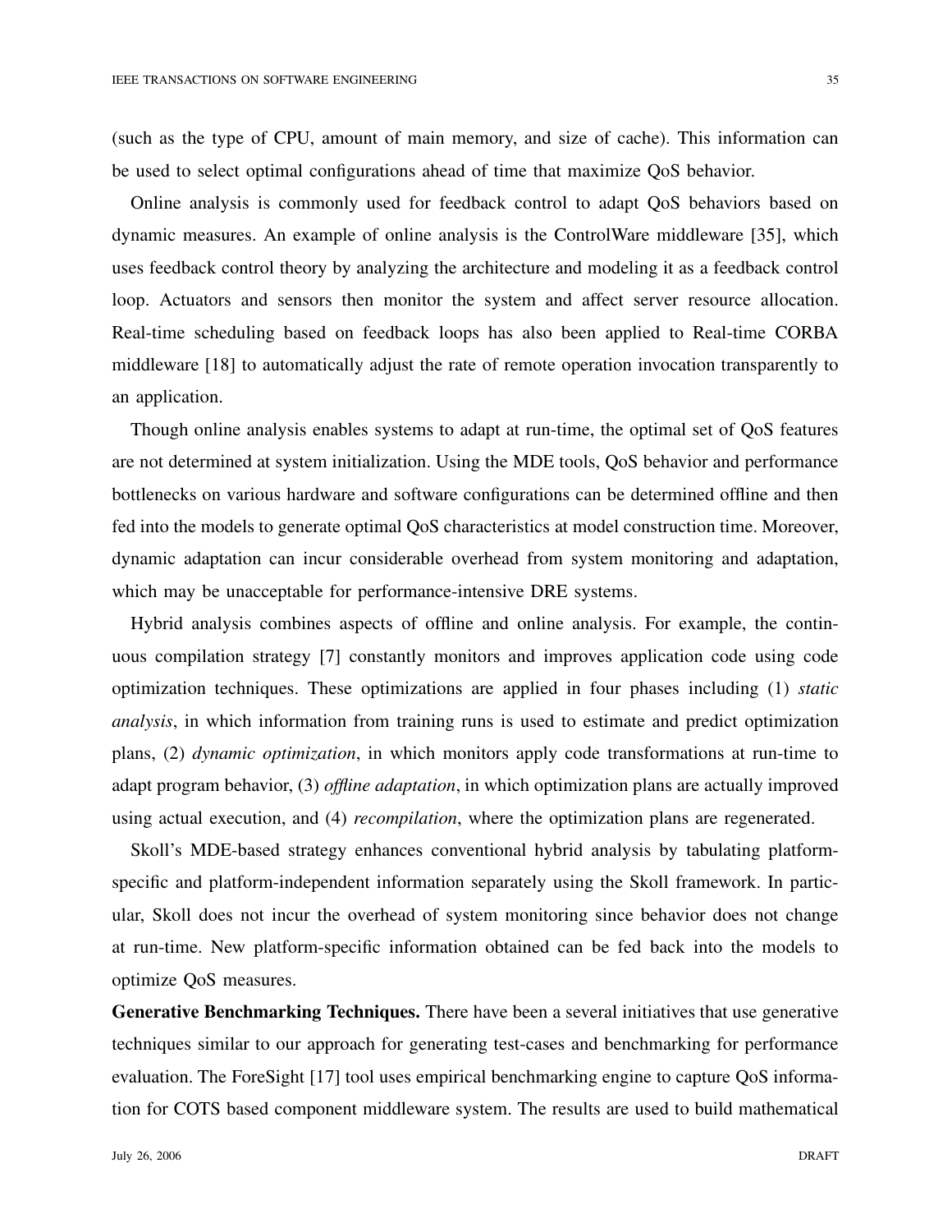(such as the type of CPU, amount of main memory, and size of cache). This information can be used to select optimal configurations ahead of time that maximize QoS behavior.

Online analysis is commonly used for feedback control to adapt QoS behaviors based on dynamic measures. An example of online analysis is the ControlWare middleware [35], which uses feedback control theory by analyzing the architecture and modeling it as a feedback control loop. Actuators and sensors then monitor the system and affect server resource allocation. Real-time scheduling based on feedback loops has also been applied to Real-time CORBA middleware [18] to automatically adjust the rate of remote operation invocation transparently to an application.

Though online analysis enables systems to adapt at run-time, the optimal set of QoS features are not determined at system initialization. Using the MDE tools, QoS behavior and performance bottlenecks on various hardware and software configurations can be determined offline and then fed into the models to generate optimal QoS characteristics at model construction time. Moreover, dynamic adaptation can incur considerable overhead from system monitoring and adaptation, which may be unacceptable for performance-intensive DRE systems.

Hybrid analysis combines aspects of offline and online analysis. For example, the continuous compilation strategy [7] constantly monitors and improves application code using code optimization techniques. These optimizations are applied in four phases including (1) *static analysis*, in which information from training runs is used to estimate and predict optimization plans, (2) *dynamic optimization*, in which monitors apply code transformations at run-time to adapt program behavior, (3) *offline adaptation*, in which optimization plans are actually improved using actual execution, and (4) *recompilation*, where the optimization plans are regenerated.

Skoll's MDE-based strategy enhances conventional hybrid analysis by tabulating platform-specific and platform-independent information separately using the Skoll framework. In particular, Skoll does not incur the overhead of system monitoring since behavior does not change at run-time. New platform-specific information obtained can be fed back into the models to optimize QoS measures.

**Generative Benchmarking Techniques.** There have been a several initiatives that use generative techniques similar to our approach for generating test-cases and benchmarking for performance evaluation. The ForeSight [17] tool uses empirical benchmarking engine to capture QoS information for COTS based component middleware system. The results are used to build mathematical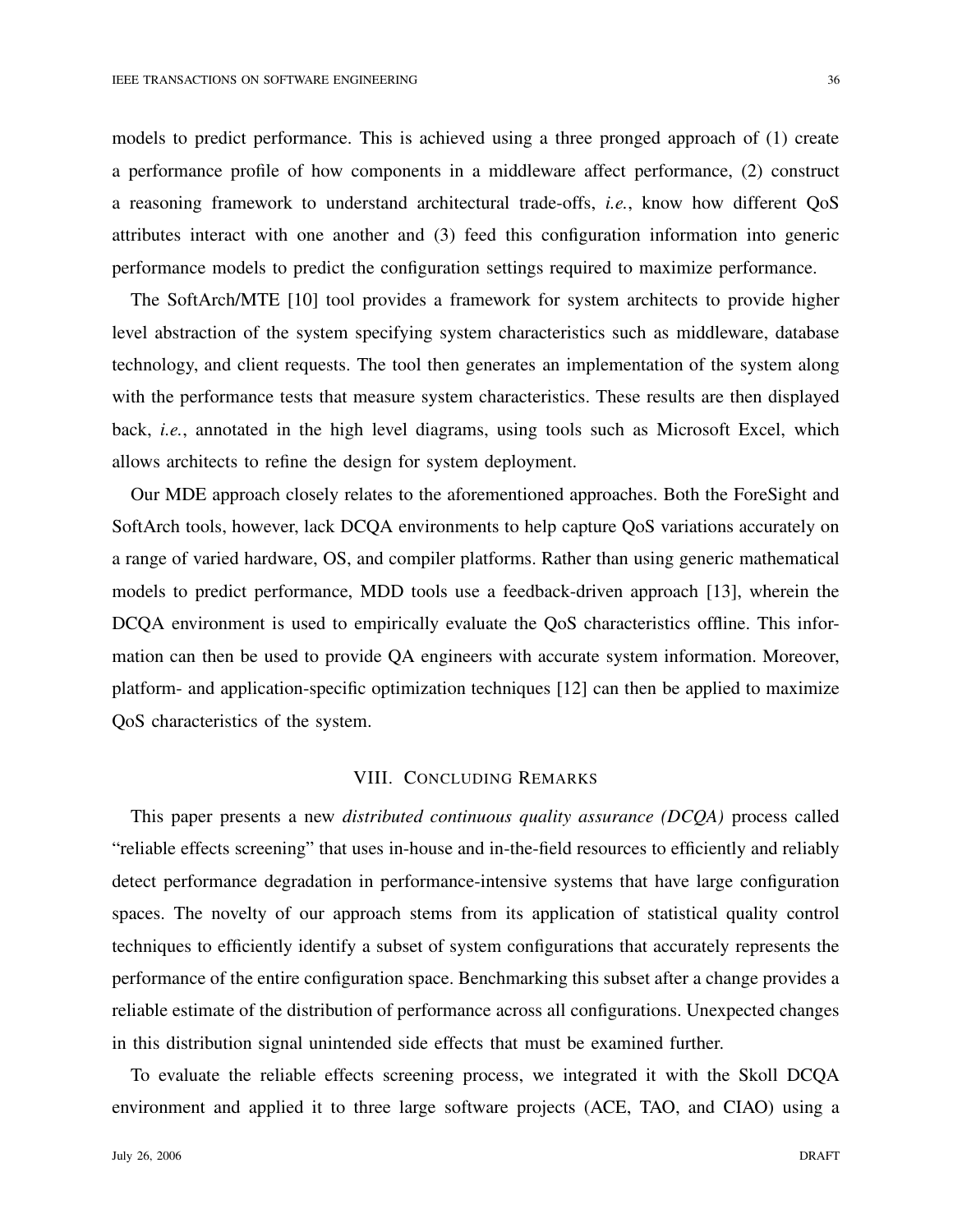models to predict performance. This is achieved using a three pronged approach of (1) create a performance profile of how components in a middleware affect performance, (2) construct a reasoning framework to understand architectural trade-offs, *i.e.*, know how different QoS attributes interact with one another and (3) feed this configuration information into generic performance models to predict the configuration settings required to maximize performance.

The SoftArch/MTE [10] tool provides a framework for system architects to provide higher level abstraction of the system specifying system characteristics such as middleware, database technology, and client requests. The tool then generates an implementation of the system along with the performance tests that measure system characteristics. These results are then displayed back, *i.e.*, annotated in the high level diagrams, using tools such as Microsoft Excel, which allows architects to refine the design for system deployment.

Our MDE approach closely relates to the aforementioned approaches. Both the ForeSight and SoftArch tools, however, lack DCQA environments to help capture QoS variations accurately on a range of varied hardware, OS, and compiler platforms. Rather than using generic mathematical models to predict performance, MDD tools use a feedback-driven approach [13], wherein the DCQA environment is used to empirically evaluate the QoS characteristics offline. This information can then be used to provide QA engineers with accurate system information. Moreover, platform- and application-specific optimization techniques [12] can then be applied to maximize QoS characteristics of the system.

## VIII. Concluding Remarks

This paper presents a new *distributed continuous quality assurance (DCQA)* process called "reliable effects screening" that uses in-house and in-the-field resources to efficiently and reliably detect performance degradation in performance-intensive systems that have large configuration spaces. The novelty of our approach stems from its application of statistical quality control techniques to efficiently identify a subset of system configurations that accurately represents the performance of the entire configuration space. Benchmarking this subset after a change provides a reliable estimate of the distribution of performance across all configurations. Unexpected changes in this distribution signal unintended side effects that must be examined further.

To evaluate the reliable effects screening process, we integrated it with the Skoll DCQA environment and applied it to three large software projects (ACE, TAO, and CIAO) using a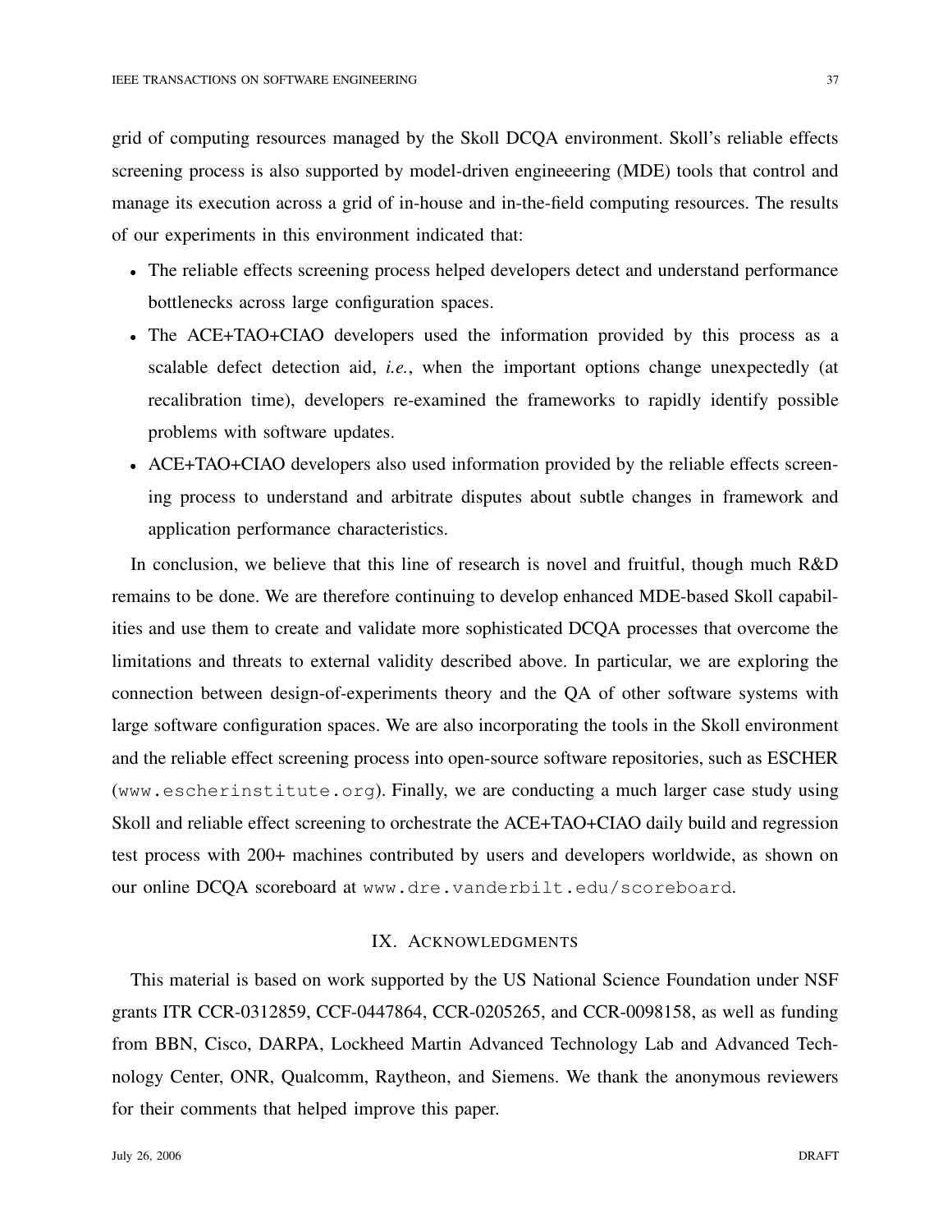grid of computing resources managed by the Skoll DCQA environment. Skoll's reliable effects screening process is also supported by model-driven engineeering (MDE) tools that control and manage its execution across a grid of in-house and in-the-field computing resources. The results of our experiments in this environment indicated that:

- The reliable effects screening process helped developers detect and understand performance bottlenecks across large configuration spaces.
- The ACE+TAO+CIAO developers used the information provided by this process as a scalable defect detection aid, *i.e.*, when the important options change unexpectedly (at recalibration time), developers re-examined the frameworks to rapidly identify possible problems with software updates.
- ACE+TAO+CIAO developers also used information provided by the reliable effects screening process to understand and arbitrate disputes about subtle changes in framework and application performance characteristics.

In conclusion, we believe that this line of research is novel and fruitful, though much R&D remains to be done. We are therefore continuing to develop enhanced MDE-based Skoll capabilities and use them to create and validate more sophisticated DCQA processes that overcome the limitations and threats to external validity described above. In particular, we are exploring the connection between design-of-experiments theory and the QA of other software systems with large software configuration spaces. We are also incorporating the tools in the Skoll environment and the reliable effect screening process into open-source software repositories, such as ESCHER (`www.escherinstitute.org`). Finally, we are conducting a much larger case study using Skoll and reliable effect screening to orchestrate the ACE+TAO+CIAO daily build and regression test process with 200+ machines contributed by users and developers worldwide, as shown on our online DCQA scoreboard at `www.dre.vanderbilt.edu/scoreboard`.

## IX. Acknowledgments

This material is based on work supported by the US National Science Foundation under NSF grants ITR CCR-0312859, CCF-0447864, CCR-0205265, and CCR-0098158, as well as funding from BBN, Cisco, DARPA, Lockheed Martin Advanced Technology Lab and Advanced Technology Center, ONR, Qualcomm, Raytheon, and Siemens. We thank the anonymous reviewers for their comments that helped improve this paper.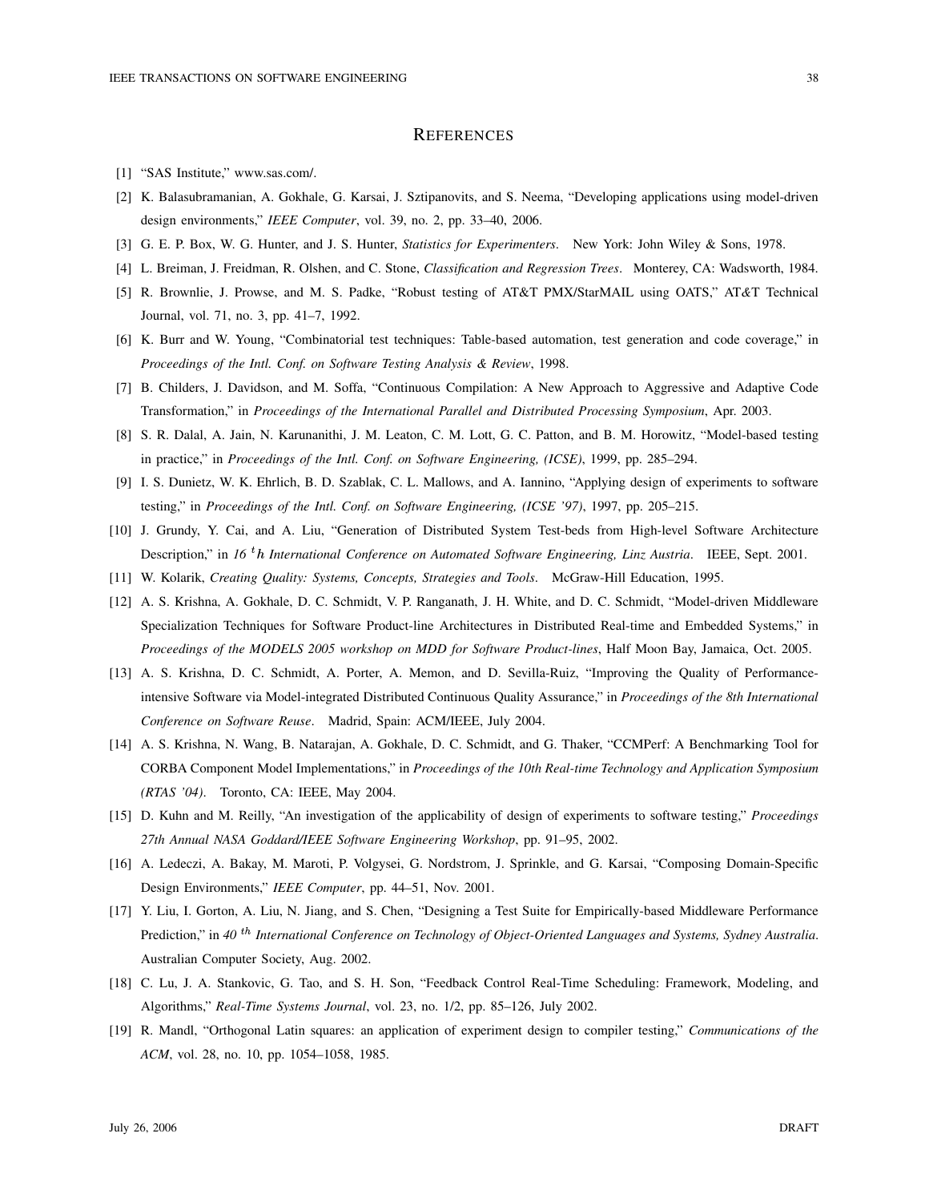# REFERENCES

[1] "SAS Institute," www.sas.com/.

[2] K. Balasubramanian, A. Gokhale, G. Karsai, J. Sztipanovits, and S. Neema, "Developing applications using model-driven design environments," *IEEE Computer*, vol. 39, no. 2, pp. 33–40, 2006.

[3] G. E. P. Box, W. G. Hunter, and J. S. Hunter, *Statistics for Experimenters*. New York: John Wiley & Sons, 1978.

[4] L. Breiman, J. Freidman, R. Olshen, and C. Stone, *Classification and Regression Trees*. Monterey, CA: Wadsworth, 1984.

[5] R. Brownlie, J. Prowse, and M. S. Padke, "Robust testing of AT&T PMX/StarMAIL using OATS," AT&T Technical Journal, vol. 71, no. 3, pp. 41–7, 1992.

[6] K. Burr and W. Young, "Combinatorial test techniques: Table-based automation, test generation and code coverage," in *Proceedings of the Intl. Conf. on Software Testing Analysis & Review*, 1998.

[7] B. Childers, J. Davidson, and M. Soffa, "Continuous Compilation: A New Approach to Aggressive and Adaptive Code Transformation," in *Proceedings of the International Parallel and Distributed Processing Symposium*, Apr. 2003.

[8] S. R. Dalal, A. Jain, N. Karunanithi, J. M. Leaton, C. M. Lott, G. C. Patton, and B. M. Horowitz, "Model-based testing in practice," in *Proceedings of the Intl. Conf. on Software Engineering, (ICSE)*, 1999, pp. 285–294.

[9] I. S. Dunietz, W. K. Ehrlich, B. D. Szablak, C. L. Mallows, and A. Iannino, "Applying design of experiments to software testing," in *Proceedings of the Intl. Conf. on Software Engineering, (ICSE '97)*, 1997, pp. 205–215.

[10] J. Grundy, Y. Cai, and A. Liu, "Generation of Distributed System Test-beds from High-level Software Architecture Description," in *16 $^th$ International Conference on Automated Software Engineering, Linz Austria*. IEEE, Sept. 2001.

[11] W. Kolarik, *Creating Quality: Systems, Concepts, Strategies and Tools*. McGraw-Hill Education, 1995.

[12] A. S. Krishna, A. Gokhale, D. C. Schmidt, V. P. Ranganath, J. H. White, and D. C. Schmidt, "Model-driven Middleware Specialization Techniques for Software Product-line Architectures in Distributed Real-time and Embedded Systems," in *Proceedings of the MODELS 2005 workshop on MDD for Software Product-lines*, Half Moon Bay, Jamaica, Oct. 2005.

[13] A. S. Krishna, D. C. Schmidt, A. Porter, A. Memon, and D. Sevilla-Ruiz, "Improving the Quality of Performance-intensive Software via Model-integrated Distributed Continuous Quality Assurance," in *Proceedings of the 8th International Conference on Software Reuse*. Madrid, Spain: ACM/IEEE, July 2004.

[14] A. S. Krishna, N. Wang, B. Natarajan, A. Gokhale, D. C. Schmidt, and G. Thaker, "CCMPerf: A Benchmarking Tool for CORBA Component Model Implementations," in *Proceedings of the 10th Real-time Technology and Application Symposium (RTAS '04)*. Toronto, CA: IEEE, May 2004.

[15] D. Kuhn and M. Reilly, "An investigation of the applicability of design of experiments to software testing," *Proceedings 27th Annual NASA Goddard/IEEE Software Engineering Workshop*, pp. 91–95, 2002.

[16] A. Ledeczi, A. Bakay, M. Maroti, P. Volgysei, G. Nordstrom, J. Sprinkle, and G. Karsai, "Composing Domain-Specific Design Environments," *IEEE Computer*, pp. 44–51, Nov. 2001.

[17] Y. Liu, I. Gorton, A. Liu, N. Jiang, and S. Chen, "Designing a Test Suite for Empirically-based Middleware Performance Prediction," in *40 $^{th}$ International Conference on Technology of Object-Oriented Languages and Systems, Sydney Australia*. Australian Computer Society, Aug. 2002.

[18] C. Lu, J. A. Stankovic, G. Tao, and S. H. Son, "Feedback Control Real-Time Scheduling: Framework, Modeling, and Algorithms," *Real-Time Systems Journal*, vol. 23, no. 1/2, pp. 85–126, July 2002.

[19] R. Mandl, "Orthogonal Latin squares: an application of experiment design to compiler testing," *Communications of the ACM*, vol. 28, no. 10, pp. 1054–1058, 1985.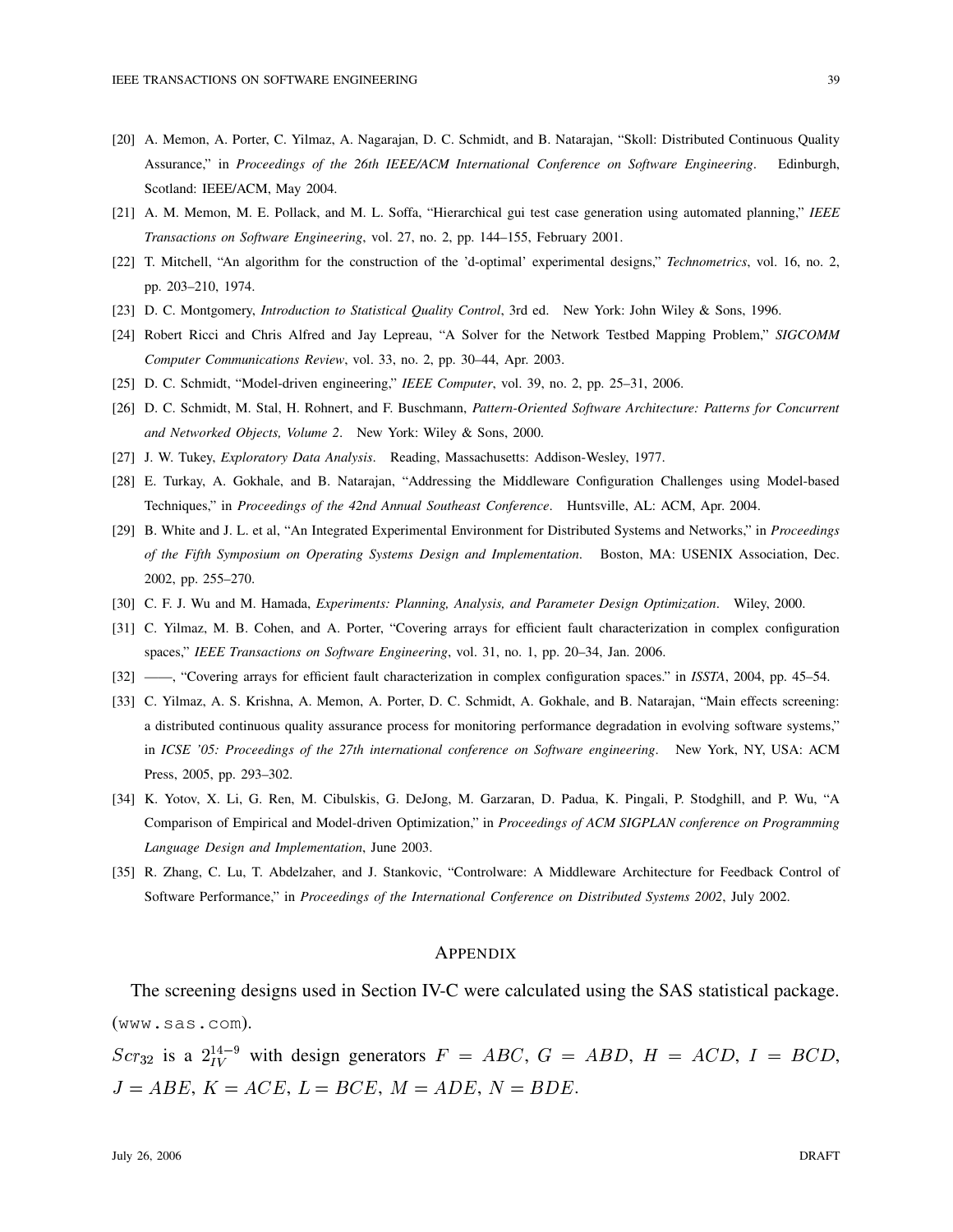[20] A. Memon, A. Porter, C. Yilmaz, A. Nagarajan, D. C. Schmidt, and B. Natarajan, "Skoll: Distributed Continuous Quality Assurance," in *Proceedings of the 26th IEEE/ACM International Conference on Software Engineering*. Edinburgh, Scotland: IEEE/ACM, May 2004.

[21] A. M. Memon, M. E. Pollack, and M. L. Soffa, "Hierarchical gui test case generation using automated planning," *IEEE Transactions on Software Engineering*, vol. 27, no. 2, pp. 144–155, February 2001.

[22] T. Mitchell, "An algorithm for the construction of the 'd-optimal' experimental designs," *Technometrics*, vol. 16, no. 2, pp. 203–210, 1974.

[23] D. C. Montgomery, *Introduction to Statistical Quality Control*, 3rd ed. New York: John Wiley & Sons, 1996.

[24] Robert Ricci and Chris Alfred and Jay Lepreau, "A Solver for the Network Testbed Mapping Problem," *SIGCOMM Computer Communications Review*, vol. 33, no. 2, pp. 30–44, Apr. 2003.

[25] D. C. Schmidt, "Model-driven engineering," *IEEE Computer*, vol. 39, no. 2, pp. 25–31, 2006.

[26] D. C. Schmidt, M. Stal, H. Rohnert, and F. Buschmann, *Pattern-Oriented Software Architecture: Patterns for Concurrent and Networked Objects, Volume 2*. New York: Wiley & Sons, 2000.

[27] J. W. Tukey, *Exploratory Data Analysis*. Reading, Massachusetts: Addison-Wesley, 1977.

[28] E. Turkay, A. Gokhale, and B. Natarajan, "Addressing the Middleware Configuration Challenges using Model-based Techniques," in *Proceedings of the 42nd Annual Southeast Conference*. Huntsville, AL: ACM, Apr. 2004.

[29] B. White and J. L. et al, "An Integrated Experimental Environment for Distributed Systems and Networks," in *Proceedings of the Fifth Symposium on Operating Systems Design and Implementation*. Boston, MA: USENIX Association, Dec. 2002, pp. 255–270.

[30] C. F. J. Wu and M. Hamada, *Experiments: Planning, Analysis, and Parameter Design Optimization*. Wiley, 2000.

[31] C. Yilmaz, M. B. Cohen, and A. Porter, "Covering arrays for efficient fault characterization in complex configuration spaces," *IEEE Transactions on Software Engineering*, vol. 31, no. 1, pp. 20–34, Jan. 2006.

[32] ——, "Covering arrays for efficient fault characterization in complex configuration spaces." in *ISSTA*, 2004, pp. 45–54.

[33] C. Yilmaz, A. S. Krishna, A. Memon, A. Porter, D. C. Schmidt, A. Gokhale, and B. Natarajan, "Main effects screening: a distributed continuous quality assurance process for monitoring performance degradation in evolving software systems," in *ICSE '05: Proceedings of the 27th international conference on Software engineering*. New York, NY, USA: ACM Press, 2005, pp. 293–302.

[34] K. Yotov, X. Li, G. Ren, M. Cibulskis, G. DeJong, M. Garzaran, D. Padua, K. Pingali, P. Stodghill, and P. Wu, "A Comparison of Empirical and Model-driven Optimization," in *Proceedings of ACM SIGPLAN conference on Programming Language Design and Implementation*, June 2003.

[35] R. Zhang, C. Lu, T. Abdelzaher, and J. Stankovic, "Controlware: A Middleware Architecture for Feedback Control of Software Performance," in *Proceedings of the International Conference on Distributed Systems 2002*, July 2002.

## APPENDIX

The screening designs used in Section IV-C were calculated using the SAS statistical package. (`www.sas.com`).

$Scr_{32}$ is a $2^{14-9}_{IV}$ with design generators $F = ABC$, $G = ABD$, $H = ACD$, $I = BCD$, $J = ABE$, $K = ACE$, $L = BCE$, $M = ADE$, $N = BDE$.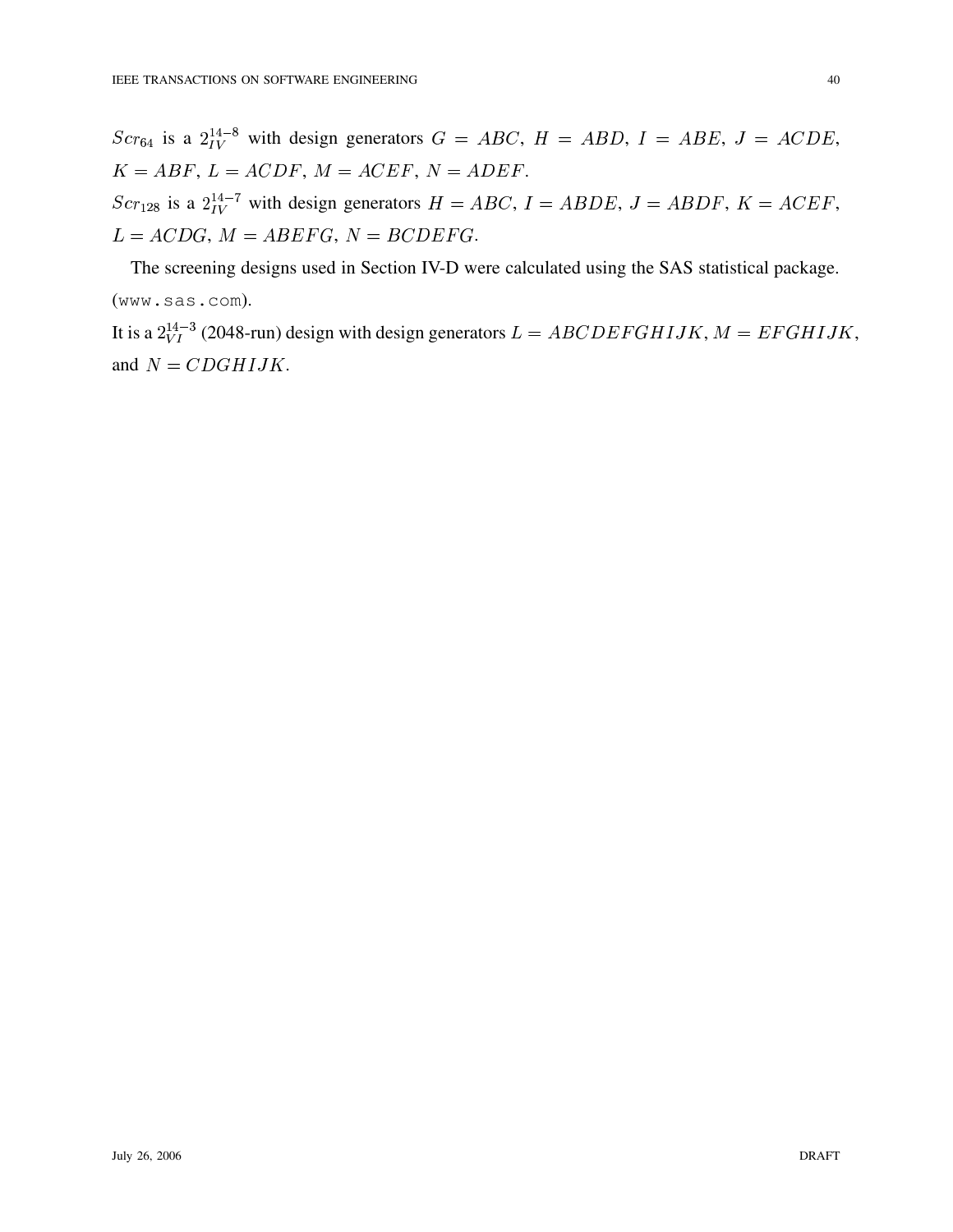$Scr_{64}$ is a $2^{14-8}_{IV}$ with design generators $G = ABC$, $H = ABD$, $I = ABE$, $J = ACDE$, $K = ABF$, $L = ACDF$, $M = ACEF$, $N = ADEF$.

$Scr_{128}$ is a $2^{14-7}_{IV}$ with design generators $H = ABC$, $I = ABDE$, $J = ABDF$, $K = ACEF$, $L = ACDG$, $M = ABEFG$, $N = BCDEFG$.

The screening designs used in Section IV-D were calculated using the SAS statistical package. (`www.sas.com`).

It is a $2^{14-3}_{VI}$ (2048-run) design with design generators $L = ABCDEFGHIJK$, $M = EFGHIJK$, and $N = CDGHIJK$.